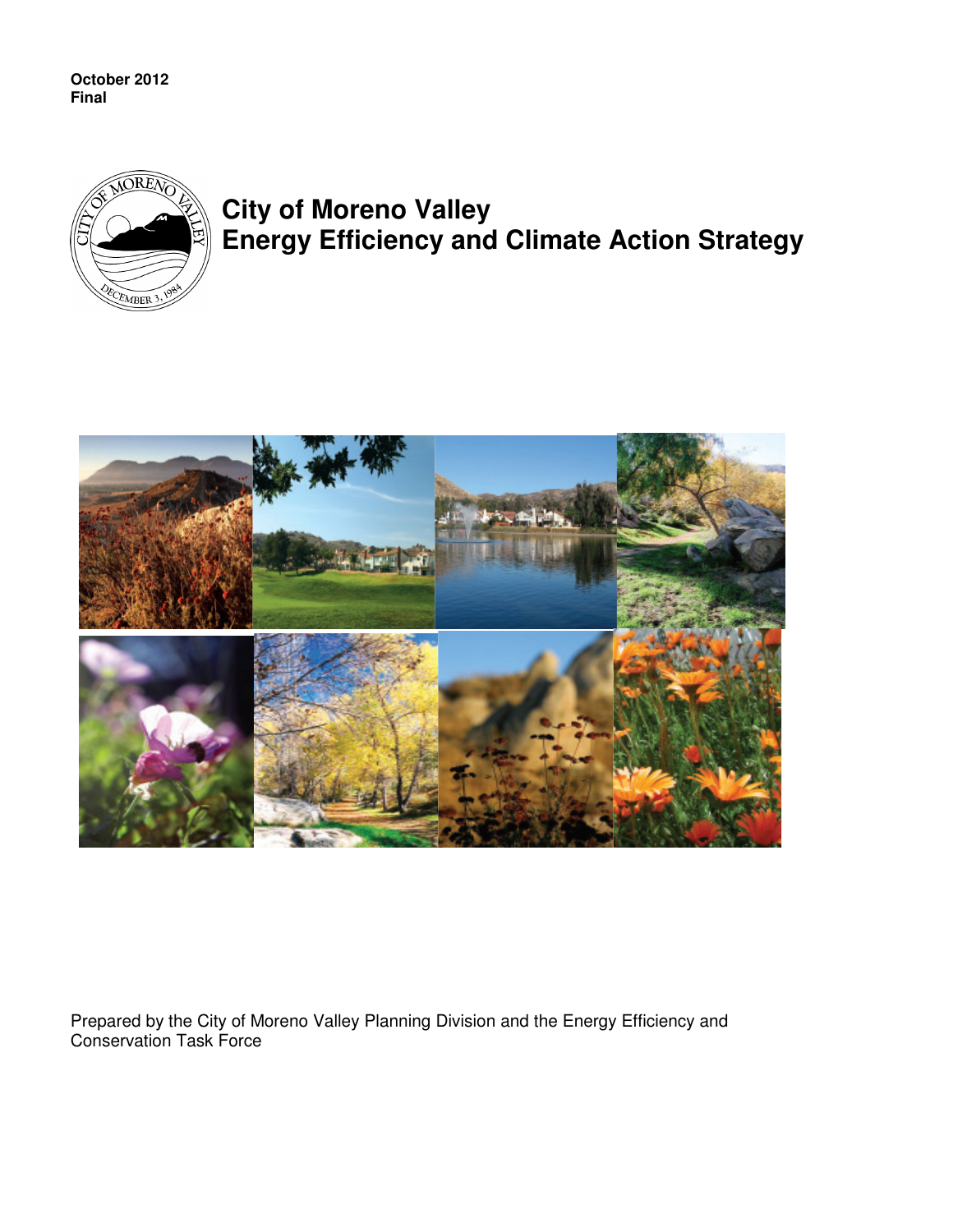**October 2012**
**Final**

# City of Moreno Valley Energy Efficiency and Climate Action Strategy

Prepared by the City of Moreno Valley Planning Division and the Energy Efficiency and Conservation Task Force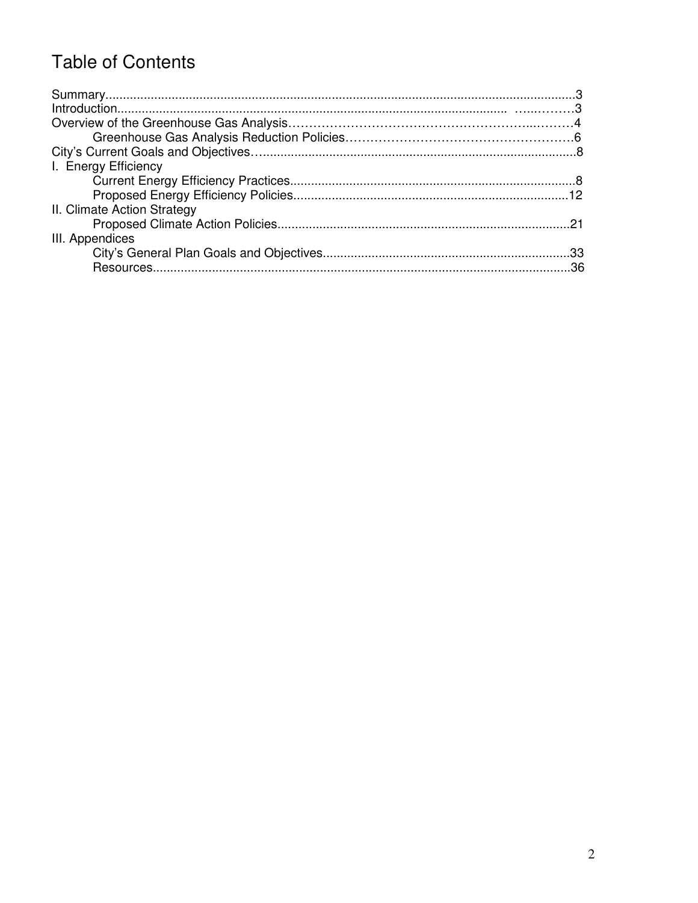# Table of Contents

Summary.....................................................................................................................3
Introduction.............................................................................................................3
Overview of the Greenhouse Gas Analysis..........................................................4
    Greenhouse Gas Analysis Reduction Policies................................................6
City's Current Goals and Objectives.....................................................................8
I. Energy Efficiency
    Current Energy Efficiency Practices................................................................8
    Proposed Energy Efficiency Policies...............................................................12
II. Climate Action Strategy
    Proposed Climate Action Policies....................................................................21
III. Appendices
    City's General Plan Goals and Objectives........................................................33
    Resources...........................................................................................................36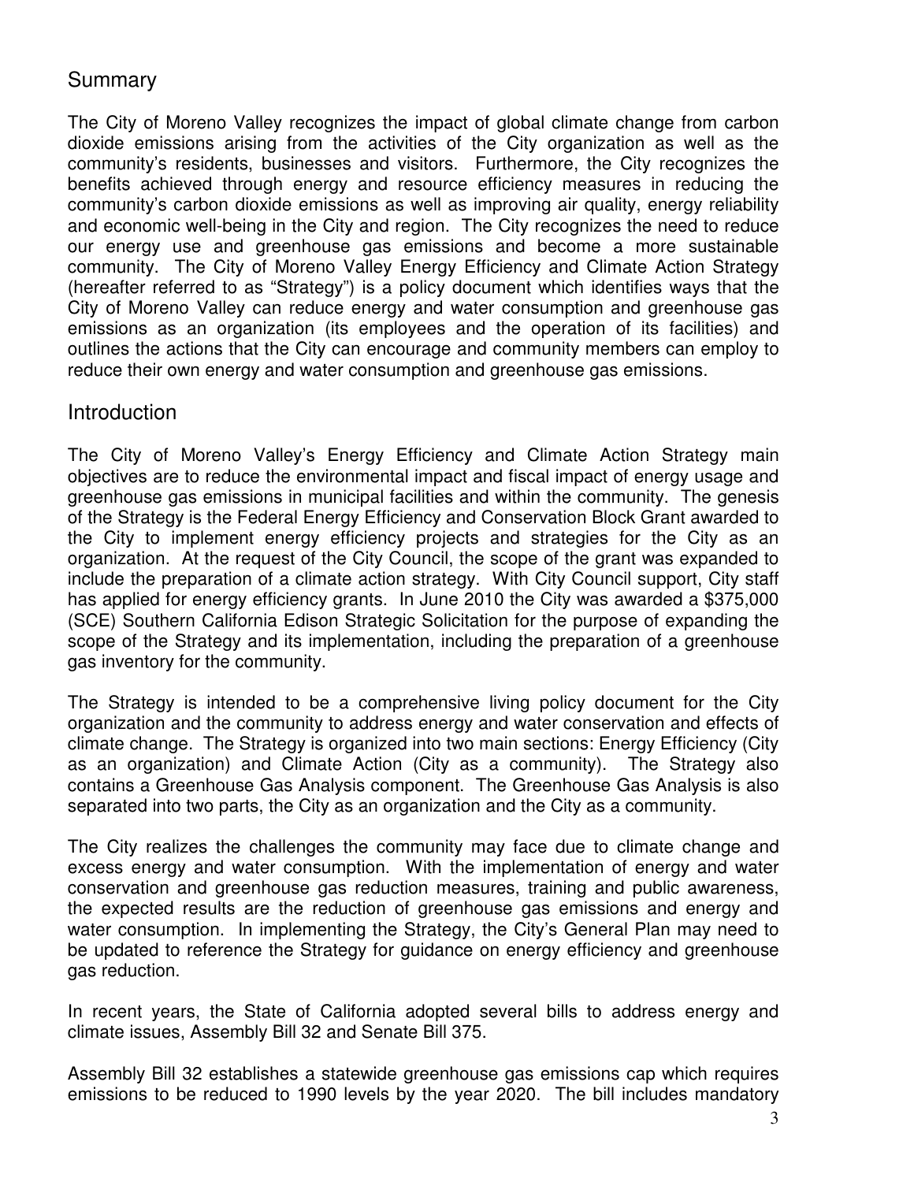## Summary

The City of Moreno Valley recognizes the impact of global climate change from carbon dioxide emissions arising from the activities of the City organization as well as the community's residents, businesses and visitors. Furthermore, the City recognizes the benefits achieved through energy and resource efficiency measures in reducing the community's carbon dioxide emissions as well as improving air quality, energy reliability and economic well-being in the City and region. The City recognizes the need to reduce our energy use and greenhouse gas emissions and become a more sustainable community. The City of Moreno Valley Energy Efficiency and Climate Action Strategy (hereafter referred to as "Strategy") is a policy document which identifies ways that the City of Moreno Valley can reduce energy and water consumption and greenhouse gas emissions as an organization (its employees and the operation of its facilities) and outlines the actions that the City can encourage and community members can employ to reduce their own energy and water consumption and greenhouse gas emissions.

## Introduction

The City of Moreno Valley's Energy Efficiency and Climate Action Strategy main objectives are to reduce the environmental impact and fiscal impact of energy usage and greenhouse gas emissions in municipal facilities and within the community. The genesis of the Strategy is the Federal Energy Efficiency and Conservation Block Grant awarded to the City to implement energy efficiency projects and strategies for the City as an organization. At the request of the City Council, the scope of the grant was expanded to include the preparation of a climate action strategy. With City Council support, City staff has applied for energy efficiency grants. In June 2010 the City was awarded a $375,000 (SCE) Southern California Edison Strategic Solicitation for the purpose of expanding the scope of the Strategy and its implementation, including the preparation of a greenhouse gas inventory for the community.

The Strategy is intended to be a comprehensive living policy document for the City organization and the community to address energy and water conservation and effects of climate change. The Strategy is organized into two main sections: Energy Efficiency (City as an organization) and Climate Action (City as a community). The Strategy also contains a Greenhouse Gas Analysis component. The Greenhouse Gas Analysis is also separated into two parts, the City as an organization and the City as a community.

The City realizes the challenges the community may face due to climate change and excess energy and water consumption. With the implementation of energy and water conservation and greenhouse gas reduction measures, training and public awareness, the expected results are the reduction of greenhouse gas emissions and energy and water consumption. In implementing the Strategy, the City's General Plan may need to be updated to reference the Strategy for guidance on energy efficiency and greenhouse gas reduction.

In recent years, the State of California adopted several bills to address energy and climate issues, Assembly Bill 32 and Senate Bill 375.

Assembly Bill 32 establishes a statewide greenhouse gas emissions cap which requires emissions to be reduced to 1990 levels by the year 2020. The bill includes mandatory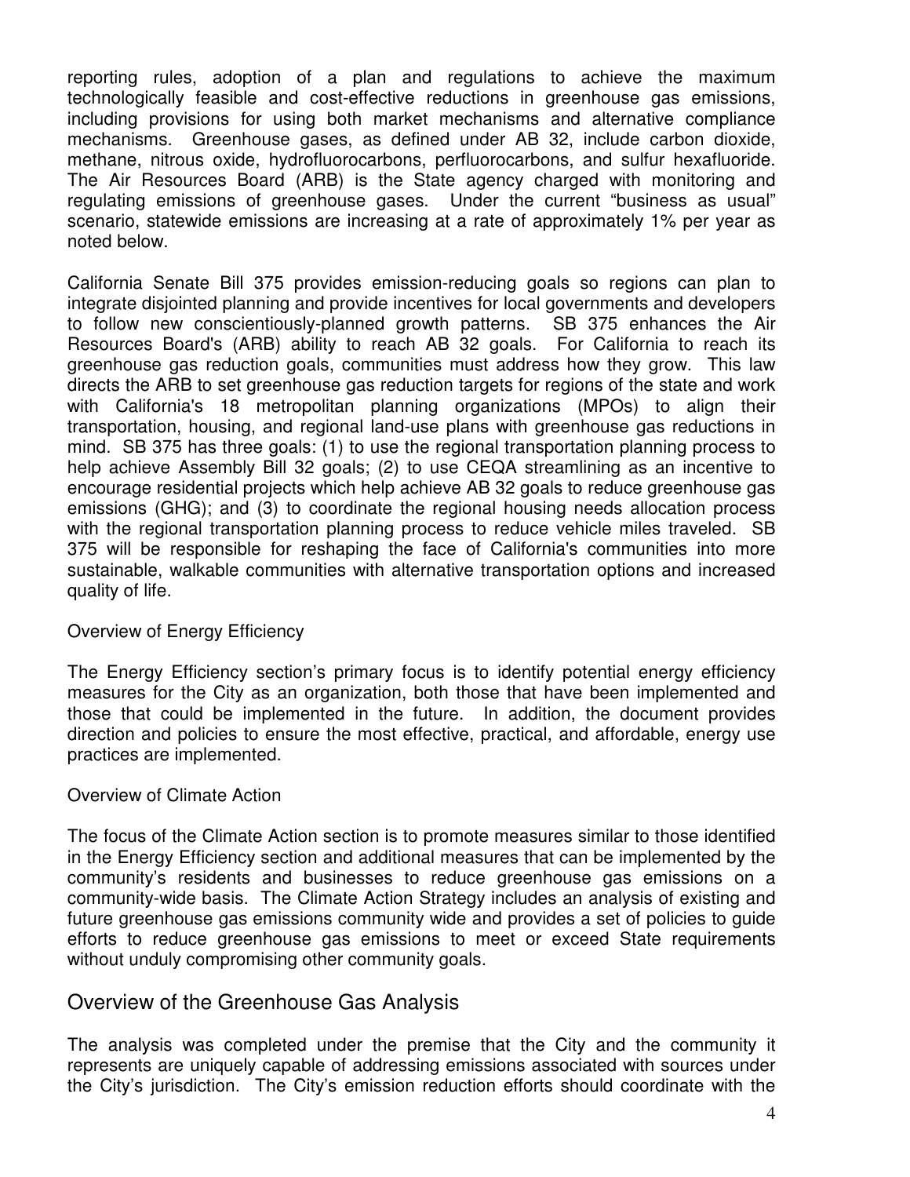reporting rules, adoption of a plan and regulations to achieve the maximum technologically feasible and cost-effective reductions in greenhouse gas emissions, including provisions for using both market mechanisms and alternative compliance mechanisms. Greenhouse gases, as defined under AB 32, include carbon dioxide, methane, nitrous oxide, hydrofluorocarbons, perfluorocarbons, and sulfur hexafluoride. The Air Resources Board (ARB) is the State agency charged with monitoring and regulating emissions of greenhouse gases. Under the current "business as usual" scenario, statewide emissions are increasing at a rate of approximately 1% per year as noted below.

California Senate Bill 375 provides emission-reducing goals so regions can plan to integrate disjointed planning and provide incentives for local governments and developers to follow new conscientiously-planned growth patterns. SB 375 enhances the Air Resources Board's (ARB) ability to reach AB 32 goals. For California to reach its greenhouse gas reduction goals, communities must address how they grow. This law directs the ARB to set greenhouse gas reduction targets for regions of the state and work with California's 18 metropolitan planning organizations (MPOs) to align their transportation, housing, and regional land-use plans with greenhouse gas reductions in mind. SB 375 has three goals: (1) to use the regional transportation planning process to help achieve Assembly Bill 32 goals; (2) to use CEQA streamlining as an incentive to encourage residential projects which help achieve AB 32 goals to reduce greenhouse gas emissions (GHG); and (3) to coordinate the regional housing needs allocation process with the regional transportation planning process to reduce vehicle miles traveled. SB 375 will be responsible for reshaping the face of California's communities into more sustainable, walkable communities with alternative transportation options and increased quality of life.

Overview of Energy Efficiency

The Energy Efficiency section's primary focus is to identify potential energy efficiency measures for the City as an organization, both those that have been implemented and those that could be implemented in the future. In addition, the document provides direction and policies to ensure the most effective, practical, and affordable, energy use practices are implemented.

Overview of Climate Action

The focus of the Climate Action section is to promote measures similar to those identified in the Energy Efficiency section and additional measures that can be implemented by the community's residents and businesses to reduce greenhouse gas emissions on a community-wide basis. The Climate Action Strategy includes an analysis of existing and future greenhouse gas emissions community wide and provides a set of policies to guide efforts to reduce greenhouse gas emissions to meet or exceed State requirements without unduly compromising other community goals.

## Overview of the Greenhouse Gas Analysis

The analysis was completed under the premise that the City and the community it represents are uniquely capable of addressing emissions associated with sources under the City's jurisdiction. The City's emission reduction efforts should coordinate with the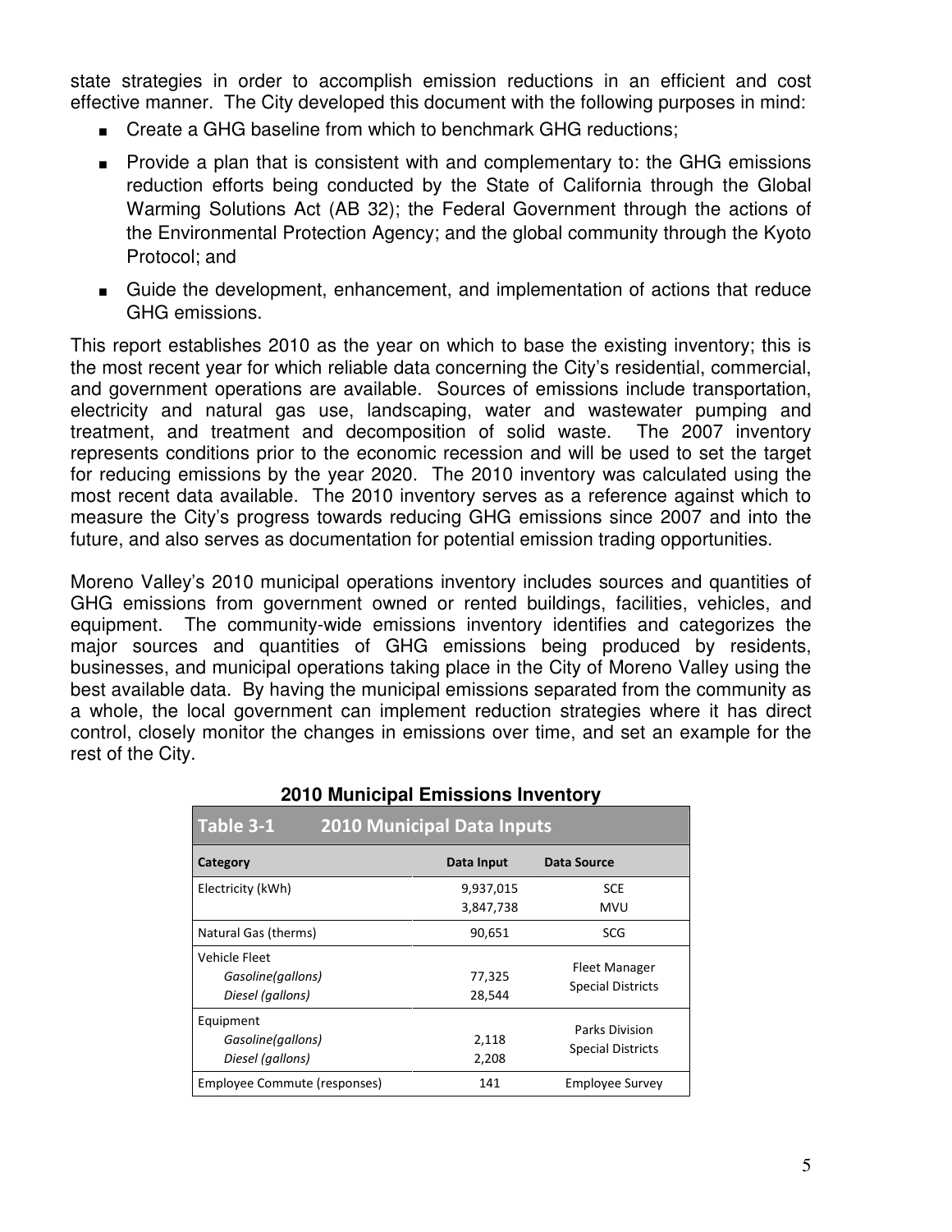state strategies in order to accomplish emission reductions in an efficient and cost effective manner. The City developed this document with the following purposes in mind:

- Create a GHG baseline from which to benchmark GHG reductions;
- Provide a plan that is consistent with and complementary to: the GHG emissions reduction efforts being conducted by the State of California through the Global Warming Solutions Act (AB 32); the Federal Government through the actions of the Environmental Protection Agency; and the global community through the Kyoto Protocol; and
- Guide the development, enhancement, and implementation of actions that reduce GHG emissions.

This report establishes 2010 as the year on which to base the existing inventory; this is the most recent year for which reliable data concerning the City's residential, commercial, and government operations are available. Sources of emissions include transportation, electricity and natural gas use, landscaping, water and wastewater pumping and treatment, and treatment and decomposition of solid waste. The 2007 inventory represents conditions prior to the economic recession and will be used to set the target for reducing emissions by the year 2020. The 2010 inventory was calculated using the most recent data available. The 2010 inventory serves as a reference against which to measure the City's progress towards reducing GHG emissions since 2007 and into the future, and also serves as documentation for potential emission trading opportunities.

Moreno Valley's 2010 municipal operations inventory includes sources and quantities of GHG emissions from government owned or rented buildings, facilities, vehicles, and equipment. The community-wide emissions inventory identifies and categorizes the major sources and quantities of GHG emissions being produced by residents, businesses, and municipal operations taking place in the City of Moreno Valley using the best available data. By having the municipal emissions separated from the community as a whole, the local government can implement reduction strategies where it has direct control, closely monitor the changes in emissions over time, and set an example for the rest of the City.

### 2010 Municipal Emissions Inventory

**Table 3-1 2010 Municipal Data Inputs**

| Category | Data Input | Data Source |
|---|---|---|
| Electricity (kWh) | 9,937,015<br>3,847,738 | SCE<br>MVU |
| Natural Gas (therms) | 90,651 | SCG |
| Vehicle Fleet<br>*Gasoline(gallons)*<br>*Diesel (gallons)* | <br>77,325<br>28,544 | Fleet Manager<br>Special Districts |
| Equipment<br>*Gasoline(gallons)*<br>*Diesel (gallons)* | <br>2,118<br>2,208 | Parks Division<br>Special Districts |
| Employee Commute (responses) | 141 | Employee Survey |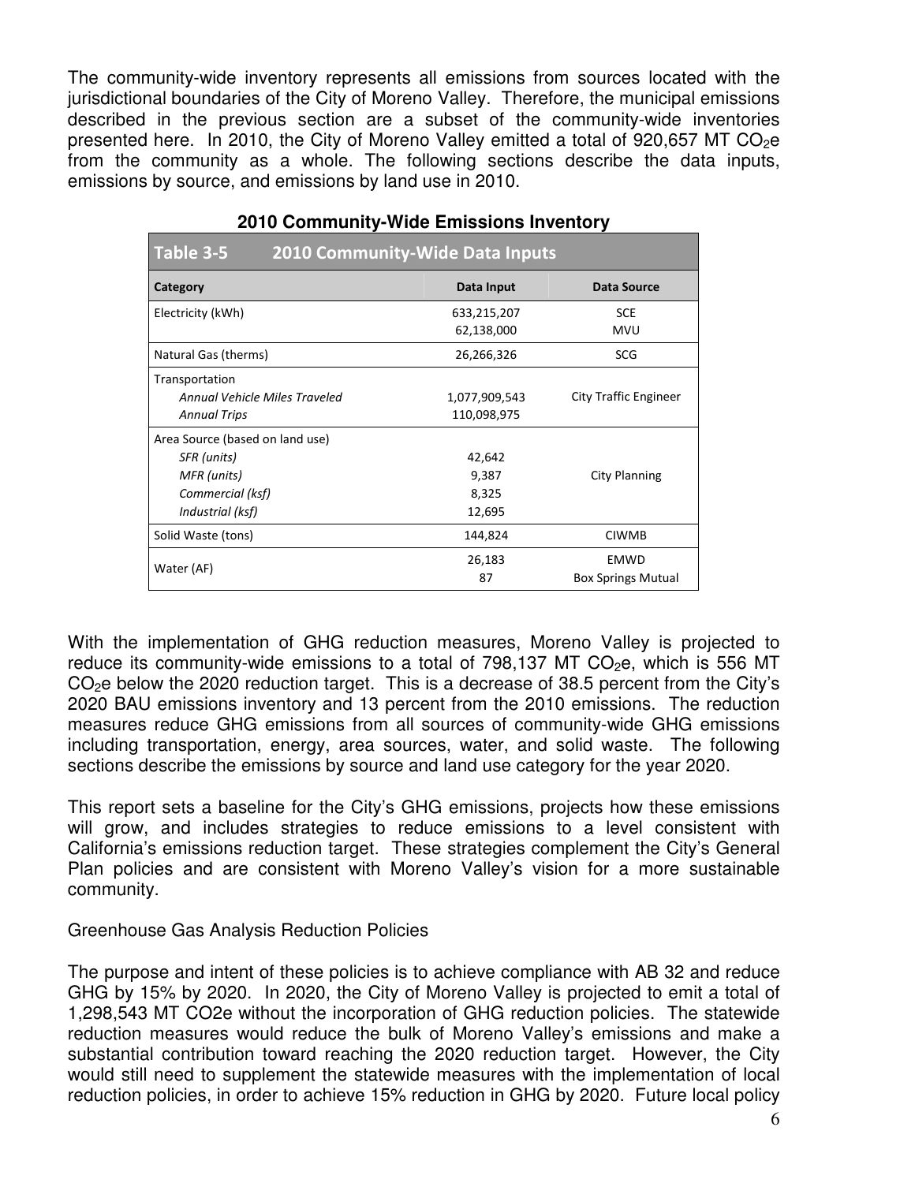The community-wide inventory represents all emissions from sources located with the jurisdictional boundaries of the City of Moreno Valley. Therefore, the municipal emissions described in the previous section are a subset of the community-wide inventories presented here. In 2010, the City of Moreno Valley emitted a total of 920,657 MT $CO_2e$ from the community as a whole. The following sections describe the data inputs, emissions by source, and emissions by land use in 2010.

**2010 Community-Wide Emissions Inventory**

**Table 3-5 2010 Community-Wide Data Inputs**

| Category | Data Input | Data Source |
|---|---|---|
| Electricity (kWh) | 633,215,207<br>62,138,000 | SCE<br>MVU |
| Natural Gas (therms) | 26,266,326 | SCG |
| Transportation<br>*Annual Vehicle Miles Traveled*<br>*Annual Trips* | <br>1,077,909,543<br>110,098,975 | City Traffic Engineer |
| Area Source (based on land use)<br>*SFR (units)*<br>*MFR (units)*<br>*Commercial (ksf)*<br>*Industrial (ksf)* | <br>42,642<br>9,387<br>8,325<br>12,695 | City Planning |
| Solid Waste (tons) | 144,824 | CIWMB |
| Water (AF) | 26,183<br>87 | EMWD<br>Box Springs Mutual |

With the implementation of GHG reduction measures, Moreno Valley is projected to reduce its community-wide emissions to a total of 798,137 MT $CO_2e$, which is 556 MT $CO_2e$ below the 2020 reduction target. This is a decrease of 38.5 percent from the City's 2020 BAU emissions inventory and 13 percent from the 2010 emissions. The reduction measures reduce GHG emissions from all sources of community-wide GHG emissions including transportation, energy, area sources, water, and solid waste. The following sections describe the emissions by source and land use category for the year 2020.

This report sets a baseline for the City's GHG emissions, projects how these emissions will grow, and includes strategies to reduce emissions to a level consistent with California's emissions reduction target. These strategies complement the City's General Plan policies and are consistent with Moreno Valley's vision for a more sustainable community.

Greenhouse Gas Analysis Reduction Policies

The purpose and intent of these policies is to achieve compliance with AB 32 and reduce GHG by 15% by 2020. In 2020, the City of Moreno Valley is projected to emit a total of 1,298,543 MT CO2e without the incorporation of GHG reduction policies. The statewide reduction measures would reduce the bulk of Moreno Valley's emissions and make a substantial contribution toward reaching the 2020 reduction target. However, the City would still need to supplement the statewide measures with the implementation of local reduction policies, in order to achieve 15% reduction in GHG by 2020. Future local policy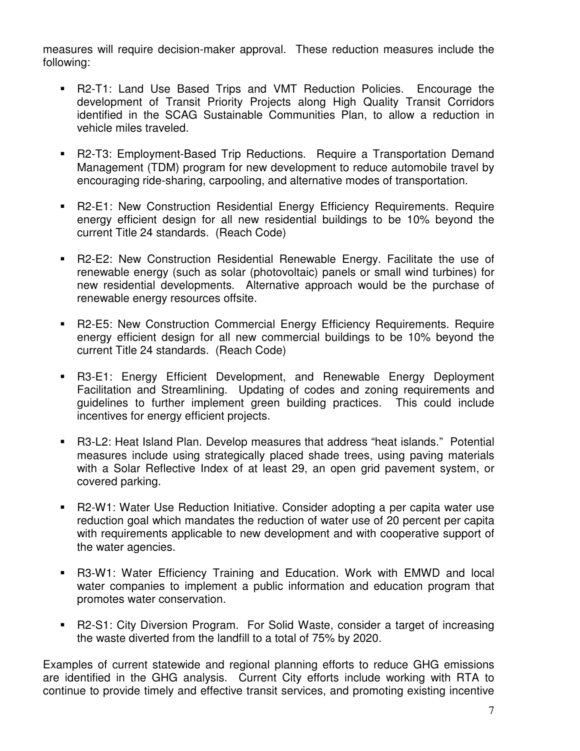measures will require decision-maker approval. These reduction measures include the following:

- R2-T1: Land Use Based Trips and VMT Reduction Policies. Encourage the development of Transit Priority Projects along High Quality Transit Corridors identified in the SCAG Sustainable Communities Plan, to allow a reduction in vehicle miles traveled.
- R2-T3: Employment-Based Trip Reductions. Require a Transportation Demand Management (TDM) program for new development to reduce automobile travel by encouraging ride-sharing, carpooling, and alternative modes of transportation.
- R2-E1: New Construction Residential Energy Efficiency Requirements. Require energy efficient design for all new residential buildings to be 10% beyond the current Title 24 standards. (Reach Code)
- R2-E2: New Construction Residential Renewable Energy. Facilitate the use of renewable energy (such as solar (photovoltaic) panels or small wind turbines) for new residential developments. Alternative approach would be the purchase of renewable energy resources offsite.
- R2-E5: New Construction Commercial Energy Efficiency Requirements. Require energy efficient design for all new commercial buildings to be 10% beyond the current Title 24 standards. (Reach Code)
- R3-E1: Energy Efficient Development, and Renewable Energy Deployment Facilitation and Streamlining. Updating of codes and zoning requirements and guidelines to further implement green building practices. This could include incentives for energy efficient projects.
- R3-L2: Heat Island Plan. Develop measures that address "heat islands." Potential measures include using strategically placed shade trees, using paving materials with a Solar Reflective Index of at least 29, an open grid pavement system, or covered parking.
- R2-W1: Water Use Reduction Initiative. Consider adopting a per capita water use reduction goal which mandates the reduction of water use of 20 percent per capita with requirements applicable to new development and with cooperative support of the water agencies.
- R3-W1: Water Efficiency Training and Education. Work with EMWD and local water companies to implement a public information and education program that promotes water conservation.
- R2-S1: City Diversion Program. For Solid Waste, consider a target of increasing the waste diverted from the landfill to a total of 75% by 2020.

Examples of current statewide and regional planning efforts to reduce GHG emissions are identified in the GHG analysis. Current City efforts include working with RTA to continue to provide timely and effective transit services, and promoting existing incentive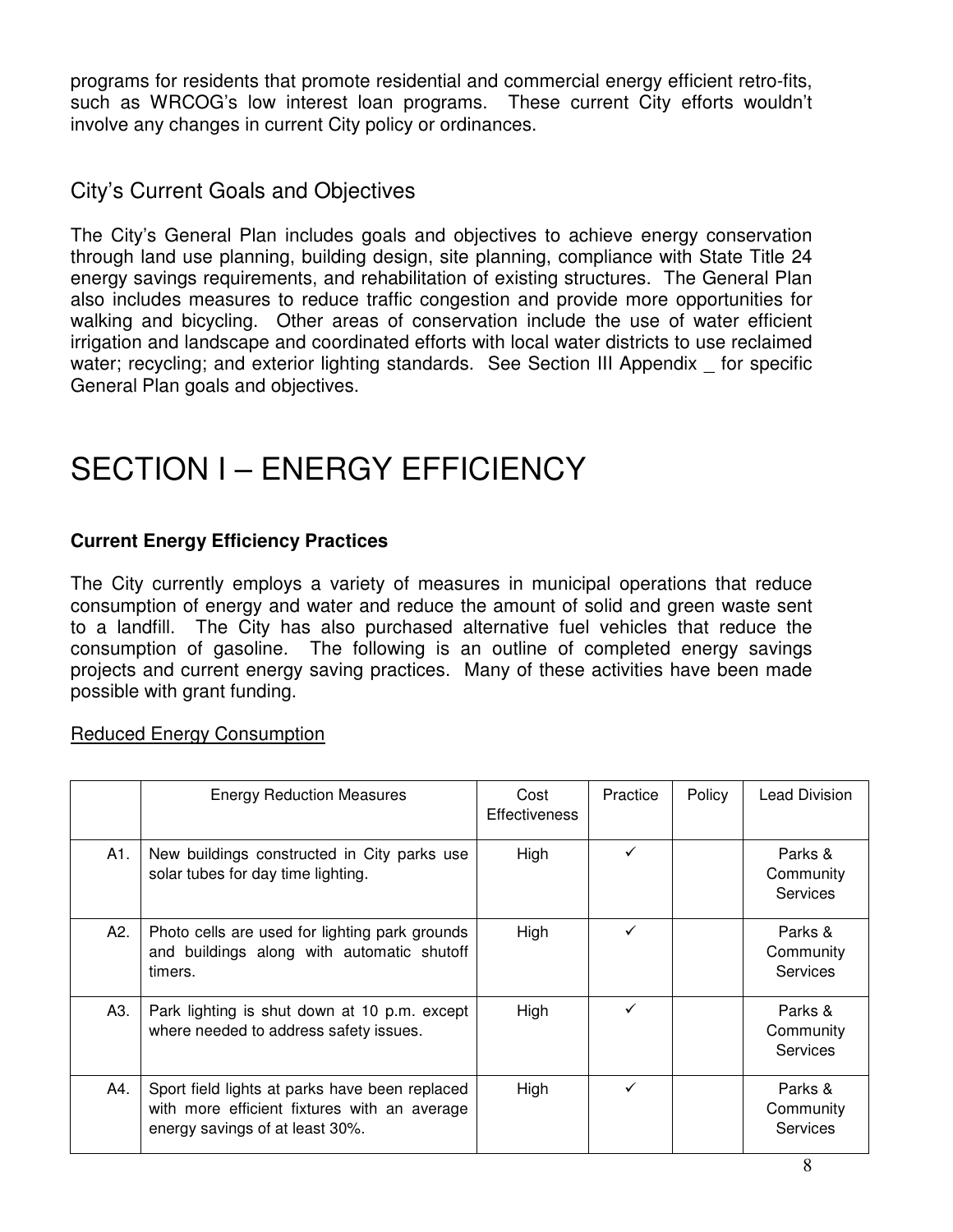programs for residents that promote residential and commercial energy efficient retro-fits, such as WRCOG's low interest loan programs. These current City efforts wouldn't involve any changes in current City policy or ordinances.

## City's Current Goals and Objectives

The City's General Plan includes goals and objectives to achieve energy conservation through land use planning, building design, site planning, compliance with State Title 24 energy savings requirements, and rehabilitation of existing structures. The General Plan also includes measures to reduce traffic congestion and provide more opportunities for walking and bicycling. Other areas of conservation include the use of water efficient irrigation and landscape and coordinated efforts with local water districts to use reclaimed water; recycling; and exterior lighting standards. See Section III Appendix _ for specific General Plan goals and objectives.

# SECTION I – ENERGY EFFICIENCY

**Current Energy Efficiency Practices**

The City currently employs a variety of measures in municipal operations that reduce consumption of energy and water and reduce the amount of solid and green waste sent to a landfill. The City has also purchased alternative fuel vehicles that reduce the consumption of gasoline. The following is an outline of completed energy savings projects and current energy saving practices. Many of these activities have been made possible with grant funding.

Reduced Energy Consumption

| | Energy Reduction Measures | Cost Effectiveness | Practice | Policy | Lead Division |
|---|---|---|---|---|---|
| A1. | New buildings constructed in City parks use solar tubes for day time lighting. | High | ✓ | | Parks & Community Services |
| A2. | Photo cells are used for lighting park grounds and buildings along with automatic shutoff timers. | High | ✓ | | Parks & Community Services |
| A3. | Park lighting is shut down at 10 p.m. except where needed to address safety issues. | High | ✓ | | Parks & Community Services |
| A4. | Sport field lights at parks have been replaced with more efficient fixtures with an average energy savings of at least 30%. | High | ✓ | | Parks & Community Services |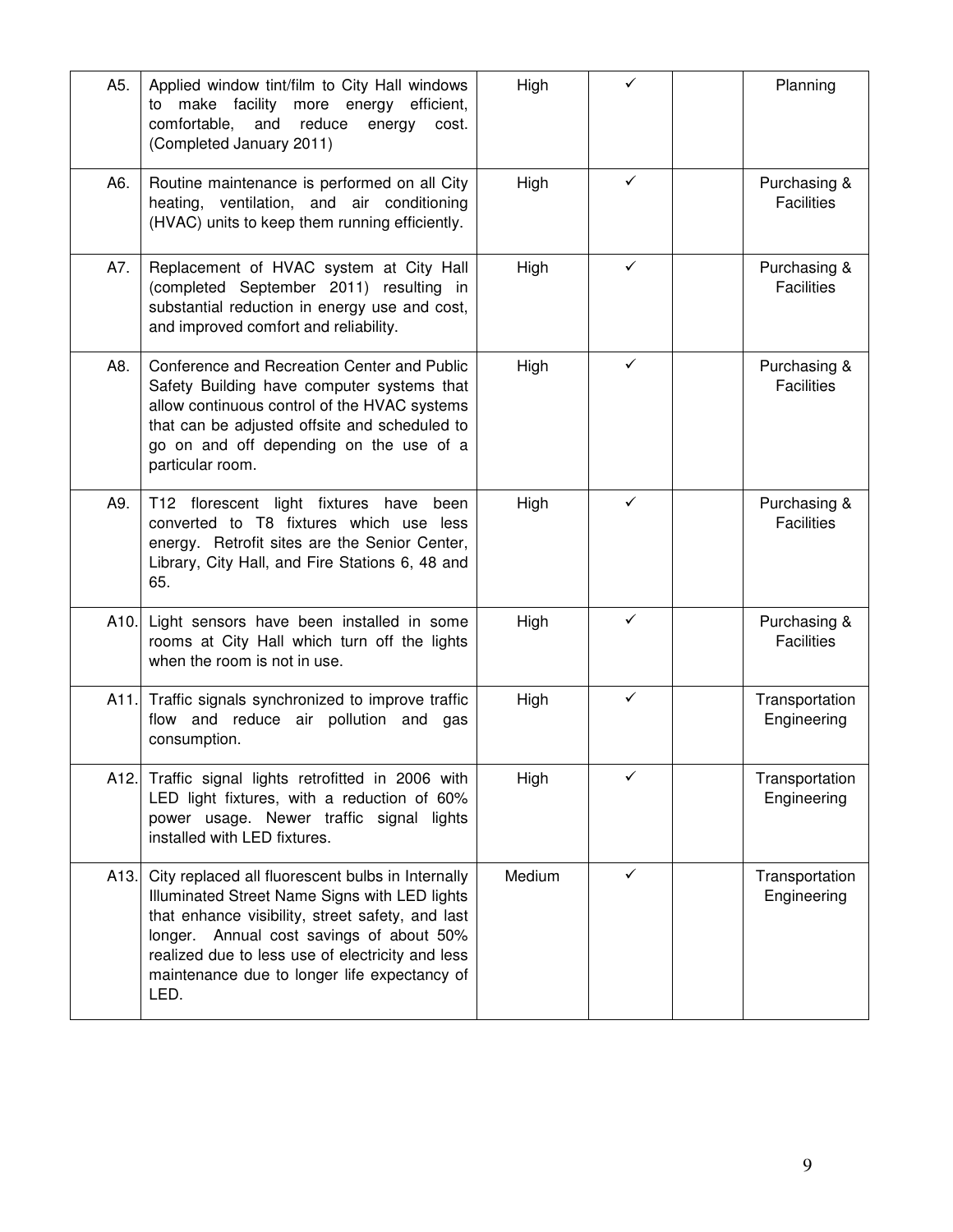| | | | | | |
|---|---|---|---|---|---|
| A5. | Applied window tint/film to City Hall windows to make facility more energy efficient, comfortable, and reduce energy cost. (Completed January 2011) | High | ✓ | | Planning |
| A6. | Routine maintenance is performed on all City heating, ventilation, and air conditioning (HVAC) units to keep them running efficiently. | High | ✓ | | Purchasing & Facilities |
| A7. | Replacement of HVAC system at City Hall (completed September 2011) resulting in substantial reduction in energy use and cost, and improved comfort and reliability. | High | ✓ | | Purchasing & Facilities |
| A8. | Conference and Recreation Center and Public Safety Building have computer systems that allow continuous control of the HVAC systems that can be adjusted offsite and scheduled to go on and off depending on the use of a particular room. | High | ✓ | | Purchasing & Facilities |
| A9. | T12 florescent light fixtures have been converted to T8 fixtures which use less energy. Retrofit sites are the Senior Center, Library, City Hall, and Fire Stations 6, 48 and 65. | High | ✓ | | Purchasing & Facilities |
| A10. | Light sensors have been installed in some rooms at City Hall which turn off the lights when the room is not in use. | High | ✓ | | Purchasing & Facilities |
| A11. | Traffic signals synchronized to improve traffic flow and reduce air pollution and gas consumption. | High | ✓ | | Transportation Engineering |
| A12. | Traffic signal lights retrofitted in 2006 with LED light fixtures, with a reduction of 60% power usage. Newer traffic signal lights installed with LED fixtures. | High | ✓ | | Transportation Engineering |
| A13. | City replaced all fluorescent bulbs in Internally Illuminated Street Name Signs with LED lights that enhance visibility, street safety, and last longer. Annual cost savings of about 50% realized due to less use of electricity and less maintenance due to longer life expectancy of LED. | Medium | ✓ | | Transportation Engineering |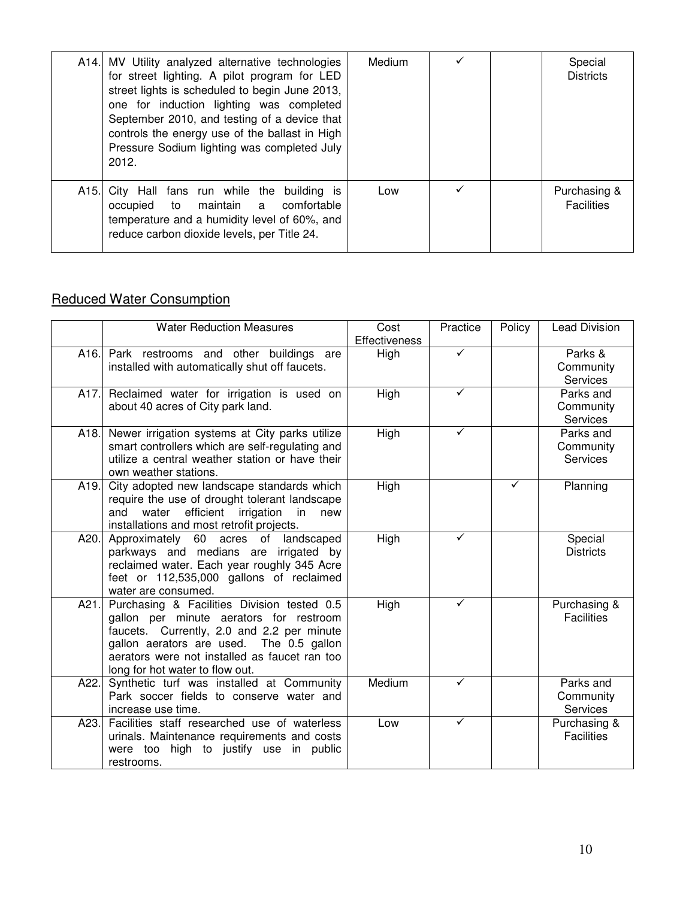|  |  |  |  |  |  |
| --- | --- | --- | --- | --- | --- |
| A14. | MV Utility analyzed alternative technologies for street lighting. A pilot program for LED street lights is scheduled to begin June 2013, one for induction lighting was completed September 2010, and testing of a device that controls the energy use of the ballast in High Pressure Sodium lighting was completed July 2012. | Medium | ✓ |  | Special Districts |
| A15. | City Hall fans run while the building is occupied to maintain a comfortable temperature and a humidity level of 60%, and reduce carbon dioxide levels, per Title 24. | Low | ✓ |  | Purchasing & Facilities |

## Reduced Water Consumption

|  | Water Reduction Measures | Cost Effectiveness | Practice | Policy | Lead Division |
| --- | --- | --- | --- | --- | --- |
| A16. | Park restrooms and other buildings are installed with automatically shut off faucets. | High | ✓ |  | Parks & Community Services |
| A17. | Reclaimed water for irrigation is used on about 40 acres of City park land. | High | ✓ |  | Parks and Community Services |
| A18. | Newer irrigation systems at City parks utilize smart controllers which are self-regulating and utilize a central weather station or have their own weather stations. | High | ✓ |  | Parks and Community Services |
| A19. | City adopted new landscape standards which require the use of drought tolerant landscape and water efficient irrigation in new installations and most retrofit projects. | High |  | ✓ | Planning |
| A20. | Approximately 60 acres of landscaped parkways and medians are irrigated by reclaimed water. Each year roughly 345 Acre feet or 112,535,000 gallons of reclaimed water are consumed. | High | ✓ |  | Special Districts |
| A21. | Purchasing & Facilities Division tested 0.5 gallon per minute aerators for restroom faucets. Currently, 2.0 and 2.2 per minute gallon aerators are used. The 0.5 gallon aerators were not installed as faucet ran too long for hot water to flow out. | High | ✓ |  | Purchasing & Facilities |
| A22. | Synthetic turf was installed at Community Park soccer fields to conserve water and increase use time. | Medium | ✓ |  | Parks and Community Services |
| A23. | Facilities staff researched use of waterless urinals. Maintenance requirements and costs were too high to justify use in public restrooms. | Low | ✓ |  | Purchasing & Facilities |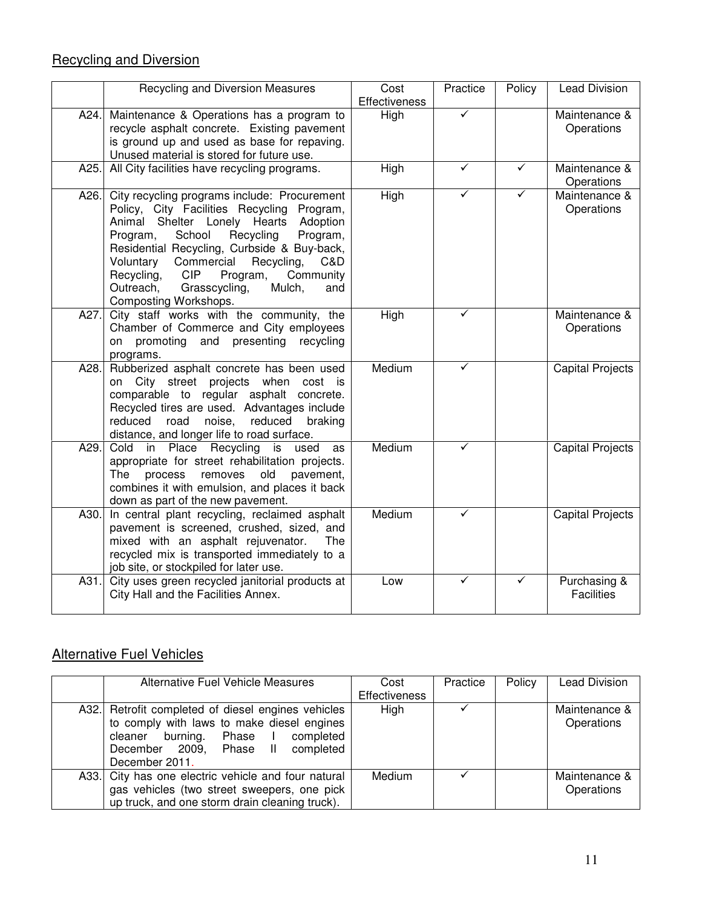## Recycling and Diversion

| | Recycling and Diversion Measures | Cost Effectiveness | Practice | Policy | Lead Division |
|---|---|---|---|---|---|
| A24. | Maintenance & Operations has a program to recycle asphalt concrete. Existing pavement is ground up and used as base for repaving. Unused material is stored for future use. | High | ✓ | | Maintenance & Operations |
| A25. | All City facilities have recycling programs. | High | ✓ | ✓ | Maintenance & Operations |
| A26. | City recycling programs include: Procurement Policy, City Facilities Recycling Program, Animal Shelter Lonely Hearts Adoption Program, School Recycling Program, Residential Recycling, Curbside & Buy-back, Voluntary Commercial Recycling, C&D Recycling, CIP Program, Community Outreach, Grasscycling, Mulch, and Composting Workshops. | High | ✓ | ✓ | Maintenance & Operations |
| A27. | City staff works with the community, the Chamber of Commerce and City employees on promoting and presenting recycling programs. | High | ✓ | | Maintenance & Operations |
| A28. | Rubberized asphalt concrete has been used on City street projects when cost is comparable to regular asphalt concrete. Recycled tires are used. Advantages include reduced road noise, reduced braking distance, and longer life to road surface. | Medium | ✓ | | Capital Projects |
| A29. | Cold in Place Recycling is used as appropriate for street rehabilitation projects. The process removes old pavement, combines it with emulsion, and places it back down as part of the new pavement. | Medium | ✓ | | Capital Projects |
| A30. | In central plant recycling, reclaimed asphalt pavement is screened, crushed, sized, and mixed with an asphalt rejuvenator. The recycled mix is transported immediately to a job site, or stockpiled for later use. | Medium | ✓ | | Capital Projects |
| A31. | City uses green recycled janitorial products at City Hall and the Facilities Annex. | Low | ✓ | ✓ | Purchasing & Facilities |

## Alternative Fuel Vehicles

| | Alternative Fuel Vehicle Measures | Cost Effectiveness | Practice | Policy | Lead Division |
|---|---|---|---|---|---|
| A32. | Retrofit completed of diesel engines vehicles to comply with laws to make diesel engines cleaner burning. Phase I completed December 2009, Phase II completed December 2011. | High | ✓ | | Maintenance & Operations |
| A33. | City has one electric vehicle and four natural gas vehicles (two street sweepers, one pick up truck, and one storm drain cleaning truck). | Medium | ✓ | | Maintenance & Operations |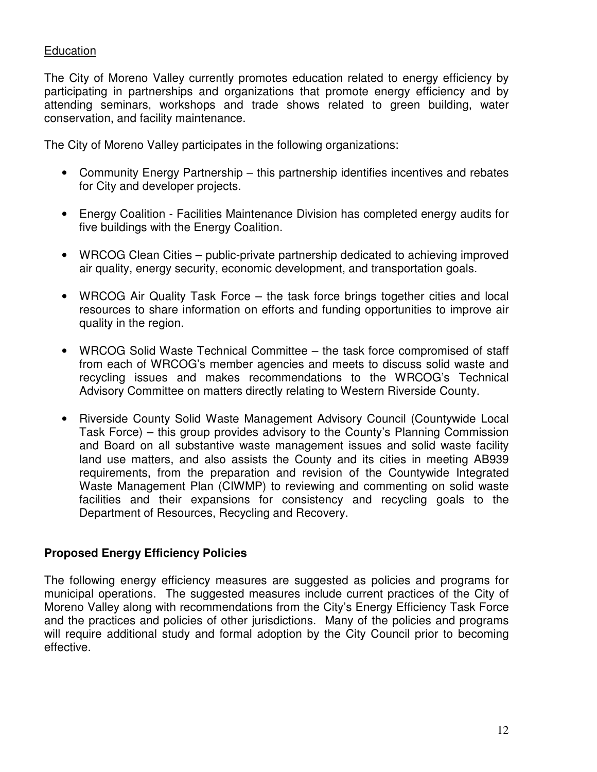Education

The City of Moreno Valley currently promotes education related to energy efficiency by participating in partnerships and organizations that promote energy efficiency and by attending seminars, workshops and trade shows related to green building, water conservation, and facility maintenance.

The City of Moreno Valley participates in the following organizations:

- Community Energy Partnership – this partnership identifies incentives and rebates for City and developer projects.
- Energy Coalition - Facilities Maintenance Division has completed energy audits for five buildings with the Energy Coalition.
- WRCOG Clean Cities – public-private partnership dedicated to achieving improved air quality, energy security, economic development, and transportation goals.
- WRCOG Air Quality Task Force – the task force brings together cities and local resources to share information on efforts and funding opportunities to improve air quality in the region.
- WRCOG Solid Waste Technical Committee – the task force compromised of staff from each of WRCOG's member agencies and meets to discuss solid waste and recycling issues and makes recommendations to the WRCOG's Technical Advisory Committee on matters directly relating to Western Riverside County.
- Riverside County Solid Waste Management Advisory Council (Countywide Local Task Force) – this group provides advisory to the County's Planning Commission and Board on all substantive waste management issues and solid waste facility land use matters, and also assists the County and its cities in meeting AB939 requirements, from the preparation and revision of the Countywide Integrated Waste Management Plan (CIWMP) to reviewing and commenting on solid waste facilities and their expansions for consistency and recycling goals to the Department of Resources, Recycling and Recovery.

## Proposed Energy Efficiency Policies

The following energy efficiency measures are suggested as policies and programs for municipal operations. The suggested measures include current practices of the City of Moreno Valley along with recommendations from the City's Energy Efficiency Task Force and the practices and policies of other jurisdictions. Many of the policies and programs will require additional study and formal adoption by the City Council prior to becoming effective.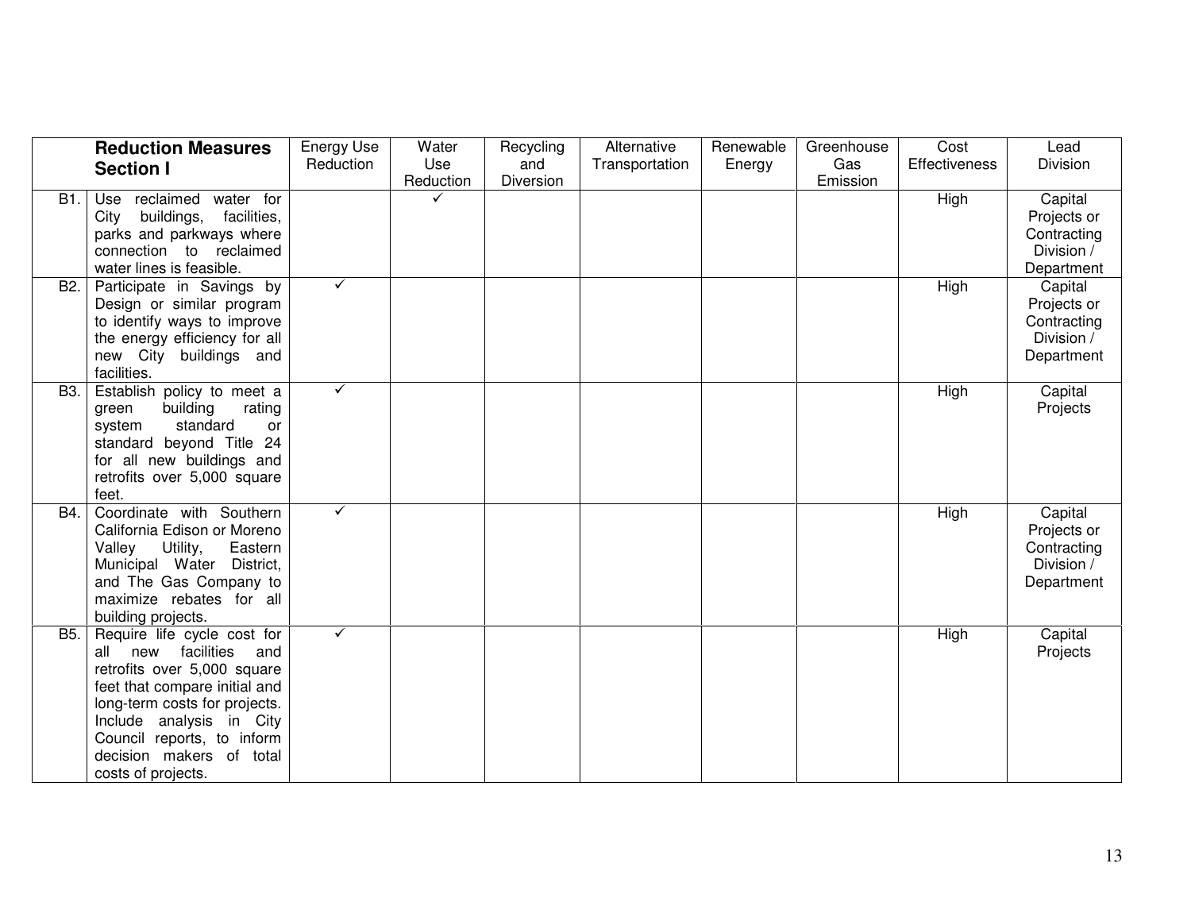| | Reduction Measures Section I | Energy Use Reduction | Water Use Reduction | Recycling and Diversion | Alternative Transportation | Renewable Energy | Greenhouse Gas Emission | Cost Effectiveness | Lead Division |
|---|---|---|---|---|---|---|---|---|---|
| B1. | Use reclaimed water for City buildings, facilities, parks and parkways where connection to reclaimed water lines is feasible. | | ✓ | | | | | High | Capital Projects or Contracting Division / Department |
| B2. | Participate in Savings by Design or similar program to identify ways to improve the energy efficiency for all new City buildings and facilities. | ✓ | | | | | | High | Capital Projects or Contracting Division / Department |
| B3. | Establish policy to meet a green building rating system standard or standard beyond Title 24 for all new buildings and retrofits over 5,000 square feet. | ✓ | | | | | | High | Capital Projects |
| B4. | Coordinate with Southern California Edison or Moreno Valley Utility, Eastern Municipal Water District, and The Gas Company to maximize rebates for all building projects. | ✓ | | | | | | High | Capital Projects or Contracting Division / Department |
| B5. | Require life cycle cost for all new facilities and retrofits over 5,000 square feet that compare initial and long-term costs for projects. Include analysis in City Council reports, to inform decision makers of total costs of projects. | ✓ | | | | | | High | Capital Projects |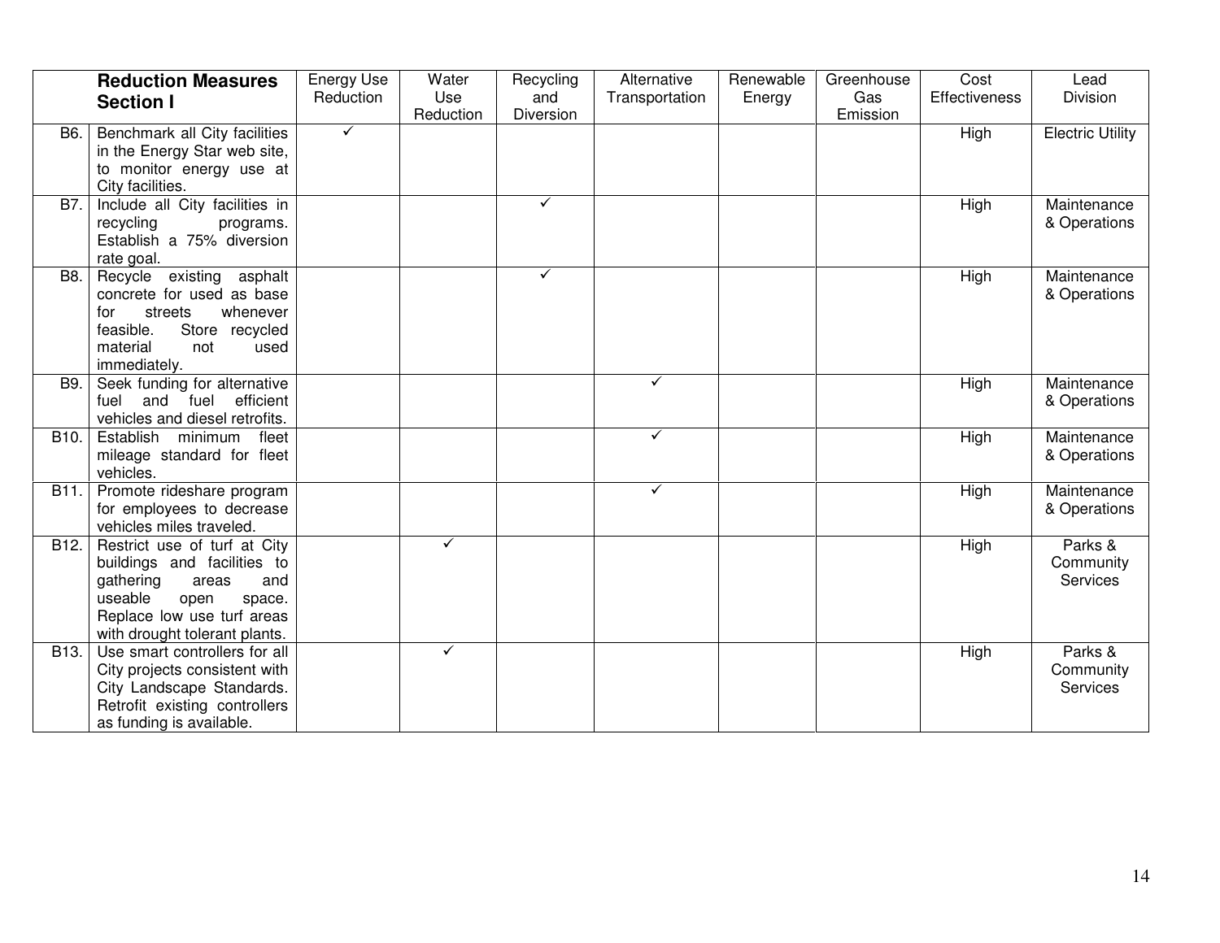| | Reduction Measures Section I | Energy Use Reduction | Water Use Reduction | Recycling and Diversion | Alternative Transportation | Renewable Energy | Greenhouse Gas Emission | Cost Effectiveness | Lead Division |
|---|---|---|---|---|---|---|---|---|---|
| B6. | Benchmark all City facilities in the Energy Star web site, to monitor energy use at City facilities. | ✓ | | | | | | High | Electric Utility |
| B7. | Include all City facilities in recycling programs. Establish a 75% diversion rate goal. | | | ✓ | | | | High | Maintenance & Operations |
| B8. | Recycle existing asphalt concrete for used as base for streets whenever feasible. Store recycled material not used immediately. | | | ✓ | | | | High | Maintenance & Operations |
| B9. | Seek funding for alternative fuel and fuel efficient vehicles and diesel retrofits. | | | | ✓ | | | High | Maintenance & Operations |
| B10. | Establish minimum fleet mileage standard for fleet vehicles. | | | | ✓ | | | High | Maintenance & Operations |
| B11. | Promote rideshare program for employees to decrease vehicles miles traveled. | | | | ✓ | | | High | Maintenance & Operations |
| B12. | Restrict use of turf at City buildings and facilities to gathering areas and useable open space. Replace low use turf areas with drought tolerant plants. | | ✓ | | | | | High | Parks & Community Services |
| B13. | Use smart controllers for all City projects consistent with City Landscape Standards. Retrofit existing controllers as funding is available. | | ✓ | | | | | High | Parks & Community Services |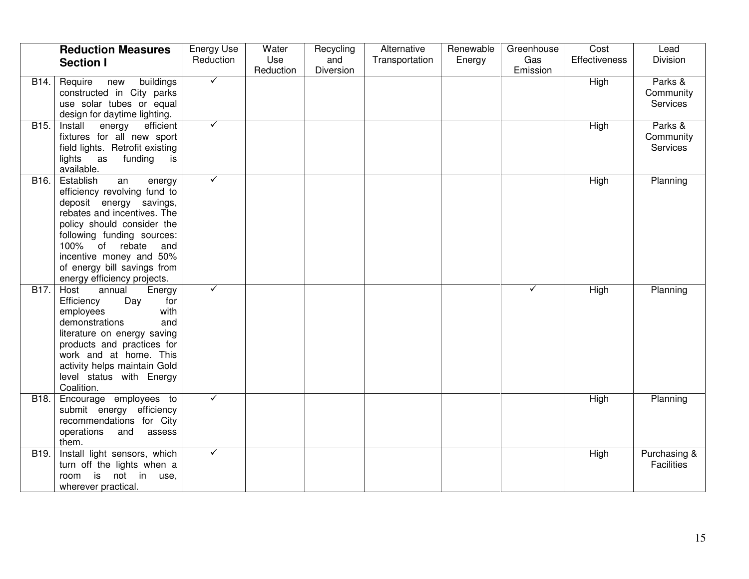| | Reduction Measures Section I | Energy Use Reduction | Water Use Reduction | Recycling and Diversion | Alternative Transportation | Renewable Energy | Greenhouse Gas Emission | Cost Effectiveness | Lead Division |
|---|---|---|---|---|---|---|---|---|---|
| B14. | Require new buildings constructed in City parks use solar tubes or equal design for daytime lighting. | ✓ | | | | | | High | Parks & Community Services |
| B15. | Install energy efficient fixtures for all new sport field lights. Retrofit existing lights as funding is available. | ✓ | | | | | | High | Parks & Community Services |
| B16. | Establish an energy efficiency revolving fund to deposit energy savings, rebates and incentives. The policy should consider the following funding sources: 100% of rebate and incentive money and 50% of energy bill savings from energy efficiency projects. | ✓ | | | | | | High | Planning |
| B17. | Host annual Energy Efficiency Day for employees with demonstrations and literature on energy saving products and practices for work and at home. This activity helps maintain Gold level status with Energy Coalition. | ✓ | | | | | ✓ | High | Planning |
| B18. | Encourage employees to submit energy efficiency recommendations for City operations and assess them. | ✓ | | | | | | High | Planning |
| B19. | Install light sensors, which turn off the lights when a room is not in use, wherever practical. | ✓ | | | | | | High | Purchasing & Facilities |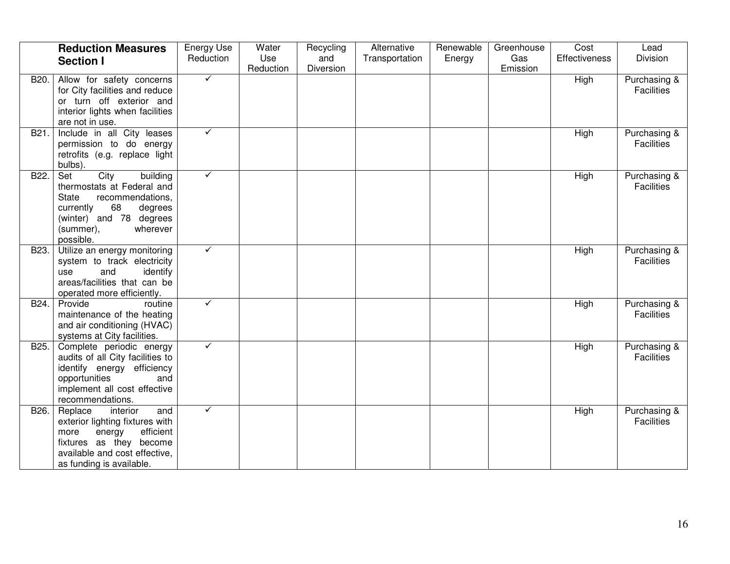| | Reduction Measures Section I | Energy Use Reduction | Water Use Reduction | Recycling and Diversion | Alternative Transportation | Renewable Energy | Greenhouse Gas Emission | Cost Effectiveness | Lead Division |
|---|---|---|---|---|---|---|---|---|---|
| B20. | Allow for safety concerns for City facilities and reduce or turn off exterior and interior lights when facilities are not in use. | ✓ | | | | | | High | Purchasing & Facilities |
| B21. | Include in all City leases permission to do energy retrofits (e.g. replace light bulbs). | ✓ | | | | | | High | Purchasing & Facilities |
| B22. | Set City building thermostats at Federal and State recommendations, currently 68 degrees (winter) and 78 degrees (summer), wherever possible. | ✓ | | | | | | High | Purchasing & Facilities |
| B23. | Utilize an energy monitoring system to track electricity use and identify areas/facilities that can be operated more efficiently. | ✓ | | | | | | High | Purchasing & Facilities |
| B24. | Provide routine maintenance of the heating and air conditioning (HVAC) systems at City facilities. | ✓ | | | | | | High | Purchasing & Facilities |
| B25. | Complete periodic energy audits of all City facilities to identify energy efficiency opportunities and implement all cost effective recommendations. | ✓ | | | | | | High | Purchasing & Facilities |
| B26. | Replace interior and exterior lighting fixtures with more energy efficient fixtures as they become available and cost effective, as funding is available. | ✓ | | | | | | High | Purchasing & Facilities |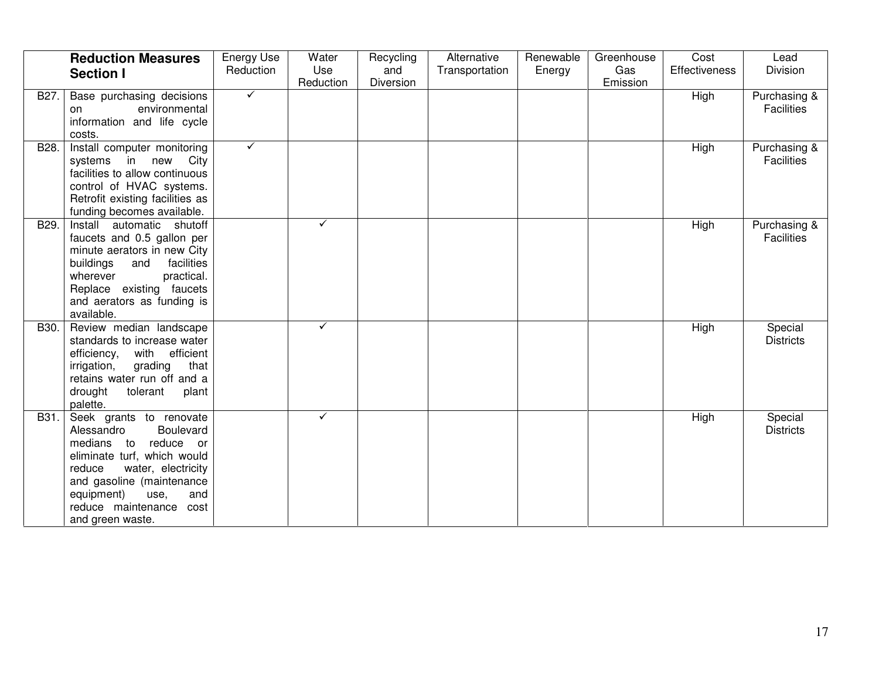| | Reduction Measures Section I | Energy Use Reduction | Water Use Reduction | Recycling and Diversion | Alternative Transportation | Renewable Energy | Greenhouse Gas Emission | Cost Effectiveness | Lead Division |
|---|---|---|---|---|---|---|---|---|---|
| B27. | Base purchasing decisions on environmental information and life cycle costs. | ✓ | | | | | | High | Purchasing & Facilities |
| B28. | Install computer monitoring systems in new City facilities to allow continuous control of HVAC systems. Retrofit existing facilities as funding becomes available. | ✓ | | | | | | High | Purchasing & Facilities |
| B29. | Install automatic shutoff faucets and 0.5 gallon per minute aerators in new City buildings and facilities wherever practical. Replace existing faucets and aerators as funding is available. | | ✓ | | | | | High | Purchasing & Facilities |
| B30. | Review median landscape standards to increase water efficiency, with efficient irrigation, grading that retains water run off and a drought tolerant plant palette. | | ✓ | | | | | High | Special Districts |
| B31. | Seek grants to renovate Alessandro Boulevard medians to reduce or eliminate turf, which would reduce water, electricity and gasoline (maintenance equipment) use, and reduce maintenance cost and green waste. | | ✓ | | | | | High | Special Districts |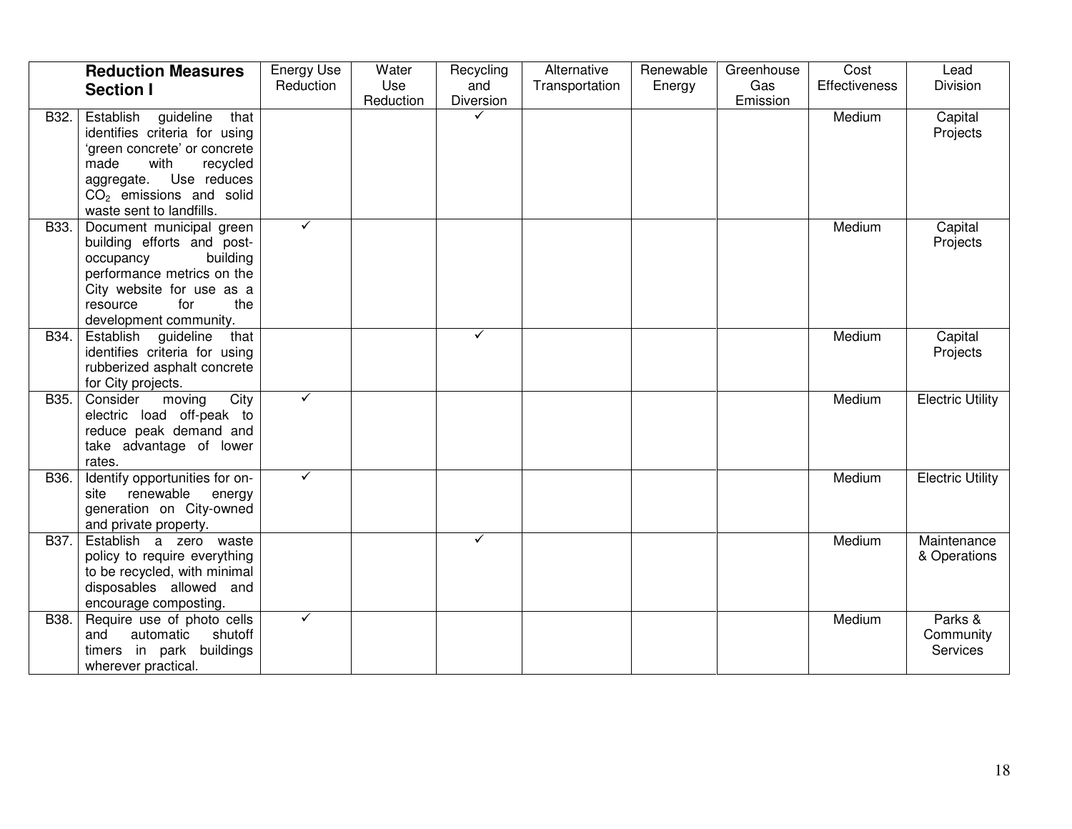| | Reduction Measures Section I | Energy Use Reduction | Water Use Reduction | Recycling and Diversion | Alternative Transportation | Renewable Energy | Greenhouse Gas Emission | Cost Effectiveness | Lead Division |
|---|---|---|---|---|---|---|---|---|---|
| B32. | Establish guideline that identifies criteria for using 'green concrete' or concrete made with recycled aggregate. Use reduces $CO_2$ emissions and solid waste sent to landfills. | | | ✓ | | | | Medium | Capital Projects |
| B33. | Document municipal green building efforts and post-occupancy building performance metrics on the City website for use as a resource for the development community. | ✓ | | | | | | Medium | Capital Projects |
| B34. | Establish guideline that identifies criteria for using rubberized asphalt concrete for City projects. | | | ✓ | | | | Medium | Capital Projects |
| B35. | Consider moving City electric load off-peak to reduce peak demand and take advantage of lower rates. | ✓ | | | | | | Medium | Electric Utility |
| B36. | Identify opportunities for on-site renewable energy generation on City-owned and private property. | ✓ | | | | | | Medium | Electric Utility |
| B37. | Establish a zero waste policy to require everything to be recycled, with minimal disposables allowed and encourage composting. | | | ✓ | | | | Medium | Maintenance & Operations |
| B38. | Require use of photo cells and automatic shutoff timers in park buildings wherever practical. | ✓ | | | | | | Medium | Parks & Community Services |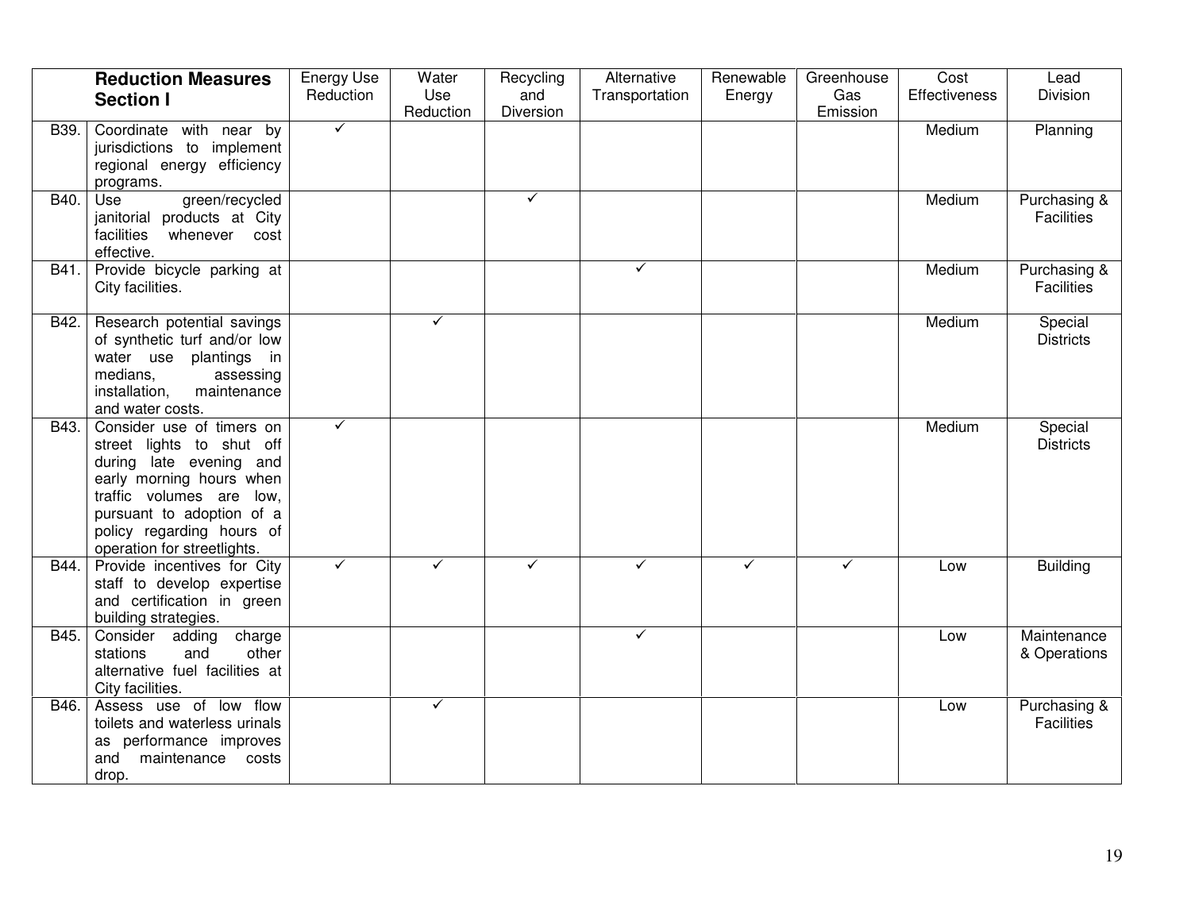| | Reduction Measures Section I | Energy Use Reduction | Water Use Reduction | Recycling and Diversion | Alternative Transportation | Renewable Energy | Greenhouse Gas Emission | Cost Effectiveness | Lead Division |
|---|---|---|---|---|---|---|---|---|---|
| B39. | Coordinate with near by jurisdictions to implement regional energy efficiency programs. | ✓ | | | | | | Medium | Planning |
| B40. | Use green/recycled janitorial products at City facilities whenever cost effective. | | | ✓ | | | | Medium | Purchasing & Facilities |
| B41. | Provide bicycle parking at City facilities. | | | | ✓ | | | Medium | Purchasing & Facilities |
| B42. | Research potential savings of synthetic turf and/or low water use plantings in medians, assessing installation, maintenance and water costs. | | ✓ | | | | | Medium | Special Districts |
| B43. | Consider use of timers on street lights to shut off during late evening and early morning hours when traffic volumes are low, pursuant to adoption of a policy regarding hours of operation for streetlights. | ✓ | | | | | | Medium | Special Districts |
| B44. | Provide incentives for City staff to develop expertise and certification in green building strategies. | ✓ | ✓ | ✓ | ✓ | ✓ | ✓ | Low | Building |
| B45. | Consider adding charge stations and other alternative fuel facilities at City facilities. | | | | ✓ | | | Low | Maintenance & Operations |
| B46. | Assess use of low flow toilets and waterless urinals as performance improves and maintenance costs drop. | | ✓ | | | | | Low | Purchasing & Facilities |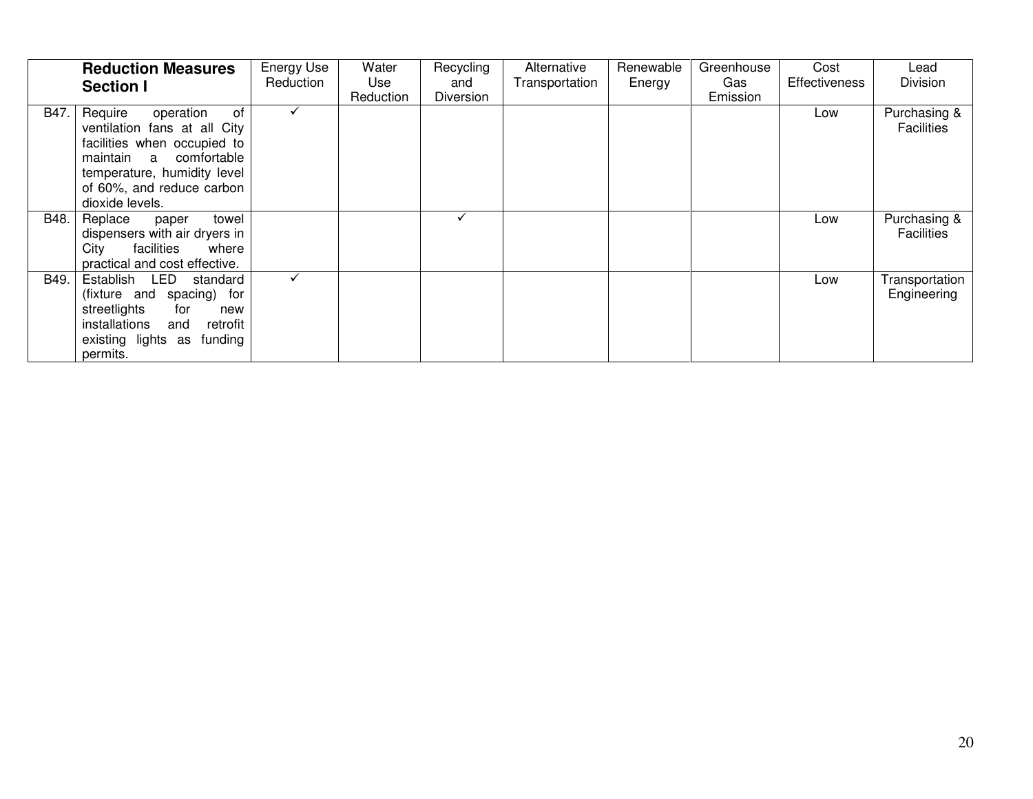| | Reduction Measures Section I | Energy Use Reduction | Water Use Reduction | Recycling and Diversion | Alternative Transportation | Renewable Energy | Greenhouse Gas Emission | Cost Effectiveness | Lead Division |
|---|---|---|---|---|---|---|---|---|---|
| B47. | Require operation of ventilation fans at all City facilities when occupied to maintain a comfortable temperature, humidity level of 60%, and reduce carbon dioxide levels. | ✓ | | | | | | Low | Purchasing & Facilities |
| B48. | Replace paper towel dispensers with air dryers in City facilities where practical and cost effective. | | | ✓ | | | | Low | Purchasing & Facilities |
| B49. | Establish LED standard (fixture and spacing) for streetlights for new installations and retrofit existing lights as funding permits. | ✓ | | | | | | Low | Transportation Engineering |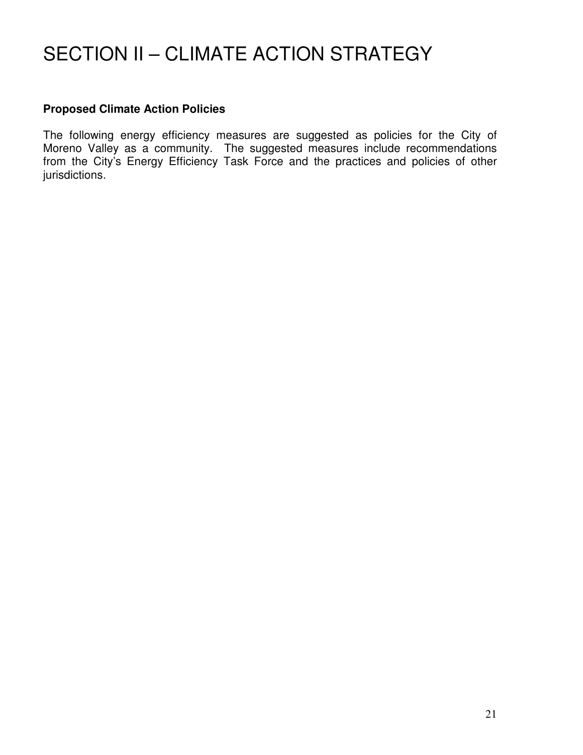# SECTION II – CLIMATE ACTION STRATEGY

**Proposed Climate Action Policies**

The following energy efficiency measures are suggested as policies for the City of Moreno Valley as a community. The suggested measures include recommendations from the City's Energy Efficiency Task Force and the practices and policies of other jurisdictions.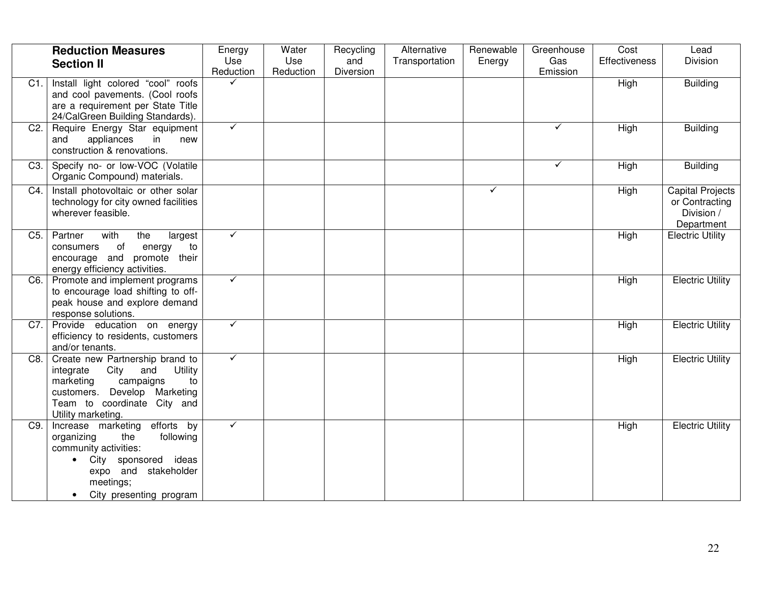| | Reduction Measures Section II | Energy Use Reduction | Water Use Reduction | Recycling and Diversion | Alternative Transportation | Renewable Energy | Greenhouse Gas Emission | Cost Effectiveness | Lead Division |
|---|---|---|---|---|---|---|---|---|---|
| C1. | Install light colored "cool" roofs and cool pavements. (Cool roofs are a requirement per State Title 24/CalGreen Building Standards). | ✓ | | | | | | High | Building |
| C2. | Require Energy Star equipment and appliances in new construction & renovations. | ✓ | | | | | ✓ | High | Building |
| C3. | Specify no- or low-VOC (Volatile Organic Compound) materials. | | | | | | ✓ | High | Building |
| C4. | Install photovoltaic or other solar technology for city owned facilities wherever feasible. | | | | | ✓ | | High | Capital Projects or Contracting Division / Department |
| C5. | Partner with the largest consumers of energy to encourage and promote their energy efficiency activities. | ✓ | | | | | | High | Electric Utility |
| C6. | Promote and implement programs to encourage load shifting to off-peak house and explore demand response solutions. | ✓ | | | | | | High | Electric Utility |
| C7. | Provide education on energy efficiency to residents, customers and/or tenants. | ✓ | | | | | | High | Electric Utility |
| C8. | Create new Partnership brand to integrate City and Utility marketing campaigns to customers. Develop Marketing Team to coordinate City and Utility marketing. | ✓ | | | | | | High | Electric Utility |
| C9. | Increase marketing efforts by organizing the following community activities: <br>• City sponsored ideas expo and stakeholder meetings; <br>• City presenting program | ✓ | | | | | | High | Electric Utility |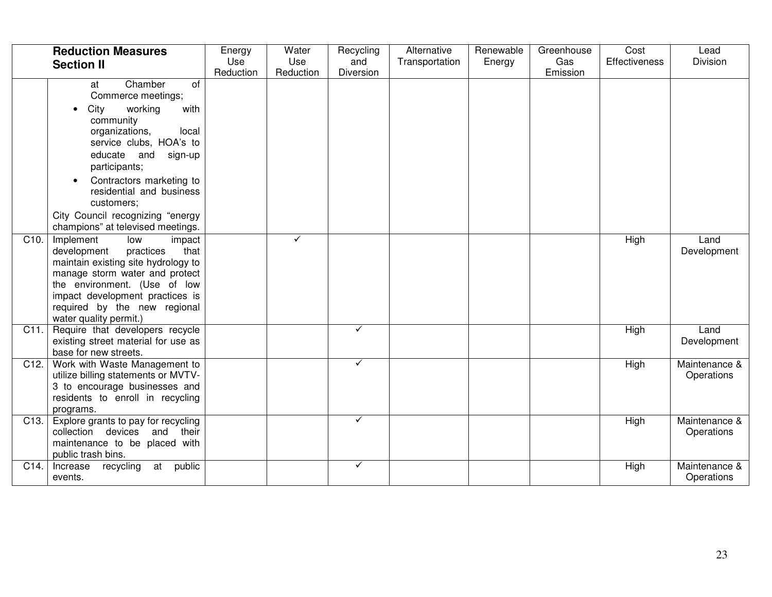| | Reduction Measures Section II | Energy Use Reduction | Water Use Reduction | Recycling and Diversion | Alternative Transportation | Renewable Energy | Greenhouse Gas Emission | Cost Effectiveness | Lead Division |
|---|---|---|---|---|---|---|---|---|---|
| | at Chamber of Commerce meetings;<br>• City working with community organizations, local service clubs, HOA's to educate and sign-up participants;<br>• Contractors marketing to residential and business customers;<br>City Council recognizing "energy champions" at televised meetings. | | | | | | | | |
| C10. | Implement low impact development practices that maintain existing site hydrology to manage storm water and protect the environment. (Use of low impact development practices is required by the new regional water quality permit.) | | ✓ | | | | | High | Land Development |
| C11. | Require that developers recycle existing street material for use as base for new streets. | | | ✓ | | | | High | Land Development |
| C12. | Work with Waste Management to utilize billing statements or MVTV-3 to encourage businesses and residents to enroll in recycling programs. | | | ✓ | | | | High | Maintenance & Operations |
| C13. | Explore grants to pay for recycling collection devices and their maintenance to be placed with public trash bins. | | | ✓ | | | | High | Maintenance & Operations |
| C14. | Increase recycling at public events. | | | ✓ | | | | High | Maintenance & Operations |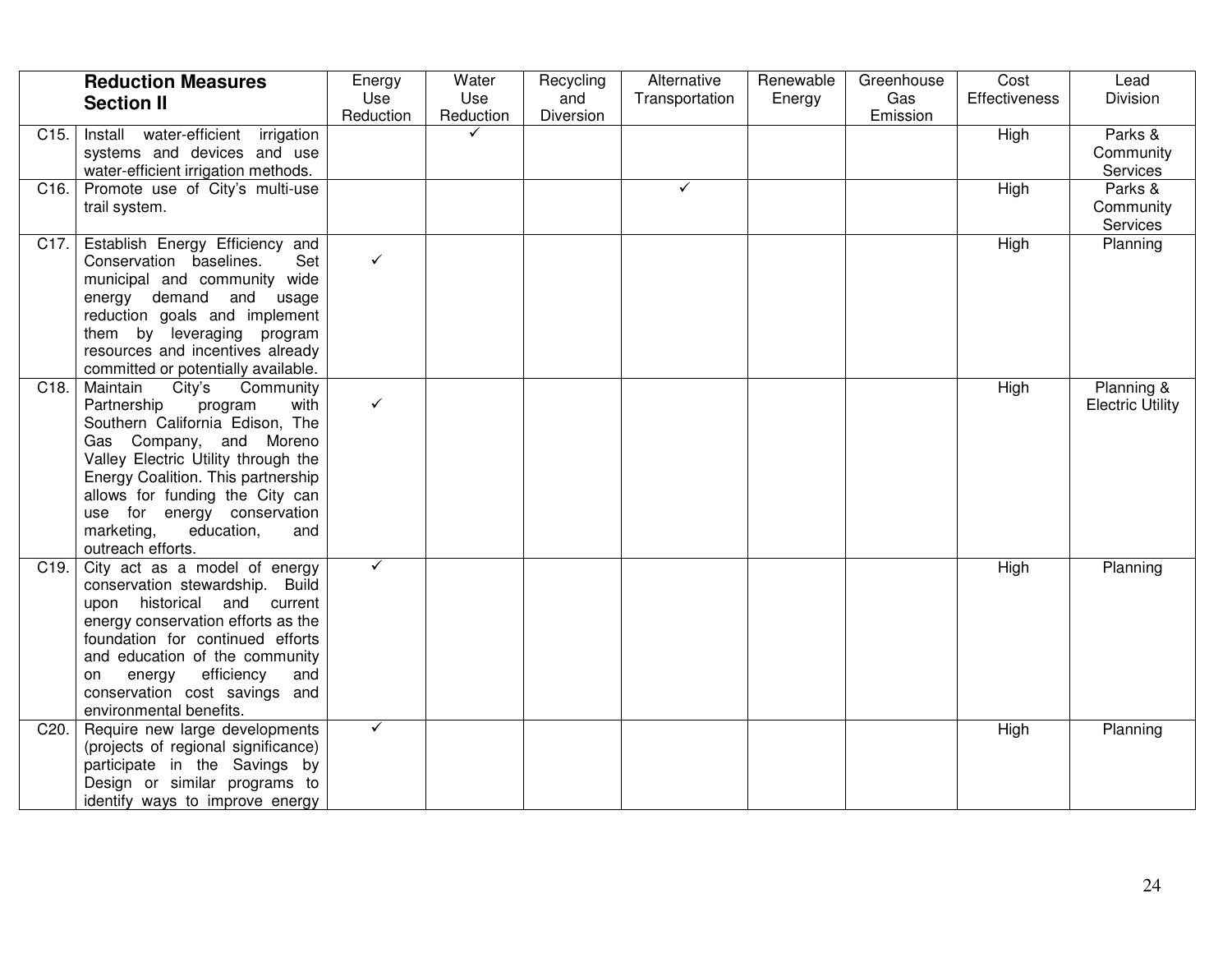| | Reduction Measures Section II | Energy Use Reduction | Water Use Reduction | Recycling and Diversion | Alternative Transportation | Renewable Energy | Greenhouse Gas Emission | Cost Effectiveness | Lead Division |
|---|---|---|---|---|---|---|---|---|---|
| C15. | Install water-efficient irrigation systems and devices and use water-efficient irrigation methods. | | ✓ | | | | | High | Parks & Community Services |
| C16. | Promote use of City's multi-use trail system. | | | | ✓ | | | High | Parks & Community Services |
| C17. | Establish Energy Efficiency and Conservation baselines. Set municipal and community wide energy demand and usage reduction goals and implement them by leveraging program resources and incentives already committed or potentially available. | ✓ | | | | | | High | Planning |
| C18. | Maintain City's Community Partnership program with Southern California Edison, The Gas Company, and Moreno Valley Electric Utility through the Energy Coalition. This partnership allows for funding the City can use for energy conservation marketing, education, and outreach efforts. | ✓ | | | | | | High | Planning & Electric Utility |
| C19. | City act as a model of energy conservation stewardship. Build upon historical and current energy conservation efforts as the foundation for continued efforts and education of the community on energy efficiency and conservation cost savings and environmental benefits. | ✓ | | | | | | High | Planning |
| C20. | Require new large developments (projects of regional significance) participate in the Savings by Design or similar programs to identify ways to improve energy | ✓ | | | | | | High | Planning |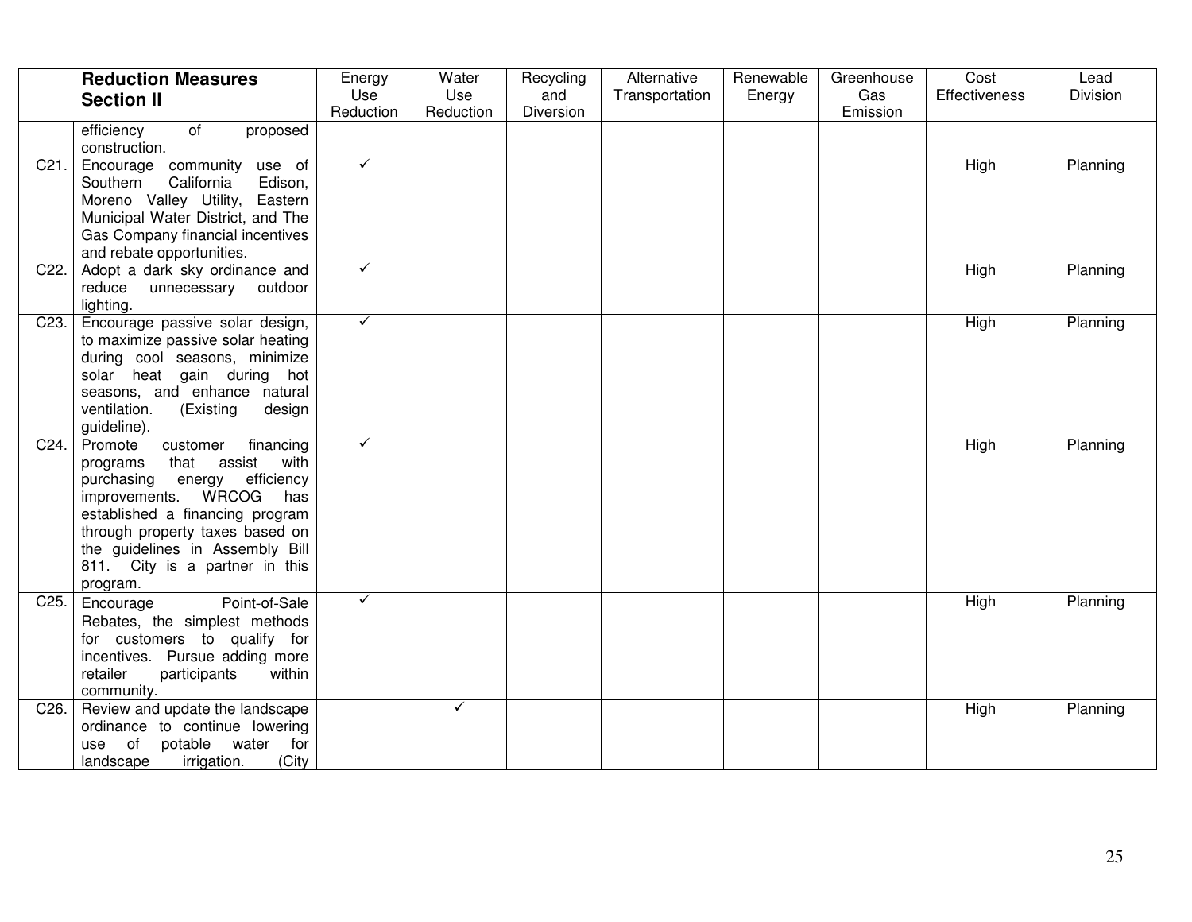| | **Reduction Measures Section II** | Energy Use Reduction | Water Use Reduction | Recycling and Diversion | Alternative Transportation | Renewable Energy | Greenhouse Gas Emission | Cost Effectiveness | Lead Division |
|---|---|---|---|---|---|---|---|---|---|
| | efficiency of proposed construction. | | | | | | | | |
| C21. | Encourage community use of Southern California Edison, Moreno Valley Utility, Eastern Municipal Water District, and The Gas Company financial incentives and rebate opportunities. | ✓ | | | | | | High | Planning |
| C22. | Adopt a dark sky ordinance and reduce unnecessary outdoor lighting. | ✓ | | | | | | High | Planning |
| C23. | Encourage passive solar design, to maximize passive solar heating during cool seasons, minimize solar heat gain during hot seasons, and enhance natural ventilation. (Existing design guideline). | ✓ | | | | | | High | Planning |
| C24. | Promote customer financing programs that assist with purchasing energy efficiency improvements. WRCOG has established a financing program through property taxes based on the guidelines in Assembly Bill 811. City is a partner in this program. | ✓ | | | | | | High | Planning |
| C25. | Encourage Point-of-Sale Rebates, the simplest methods for customers to qualify for incentives. Pursue adding more retailer participants within community. | ✓ | | | | | | High | Planning |
| C26. | Review and update the landscape ordinance to continue lowering use of potable water for landscape irrigation. (City | | ✓ | | | | | High | Planning |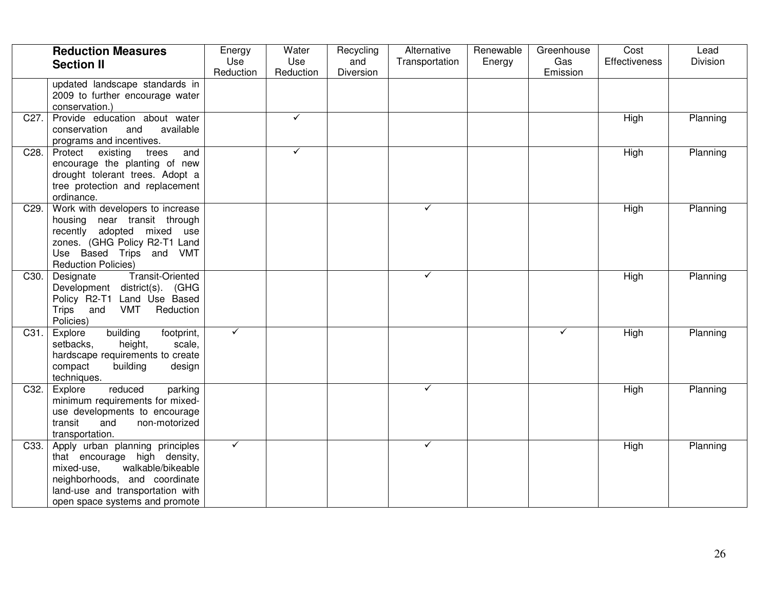| | Reduction Measures Section II | Energy Use Reduction | Water Use Reduction | Recycling and Diversion | Alternative Transportation | Renewable Energy | Greenhouse Gas Emission | Cost Effectiveness | Lead Division |
|---|---|---|---|---|---|---|---|---|---|
| | updated landscape standards in 2009 to further encourage water conservation.) | | | | | | | | |
| C27. | Provide education about water conservation and available programs and incentives. | | ✓ | | | | | High | Planning |
| C28. | Protect existing trees and encourage the planting of new drought tolerant trees. Adopt a tree protection and replacement ordinance. | | ✓ | | | | | High | Planning |
| C29. | Work with developers to increase housing near transit through recently adopted mixed use zones. (GHG Policy R2-T1 Land Use Based Trips and VMT Reduction Policies) | | | | ✓ | | | High | Planning |
| C30. | Designate Transit-Oriented Development district(s). (GHG Policy R2-T1 Land Use Based Trips and VMT Reduction Policies) | | | | ✓ | | | High | Planning |
| C31. | Explore building footprint, setbacks, height, scale, hardscape requirements to create compact building design techniques. | ✓ | | | | | ✓ | High | Planning |
| C32. | Explore reduced parking minimum requirements for mixed-use developments to encourage transit and non-motorized transportation. | | | | ✓ | | | High | Planning |
| C33. | Apply urban planning principles that encourage high density, mixed-use, walkable/bikeable neighborhoods, and coordinate land-use and transportation with open space systems and promote | ✓ | | | ✓ | | | High | Planning |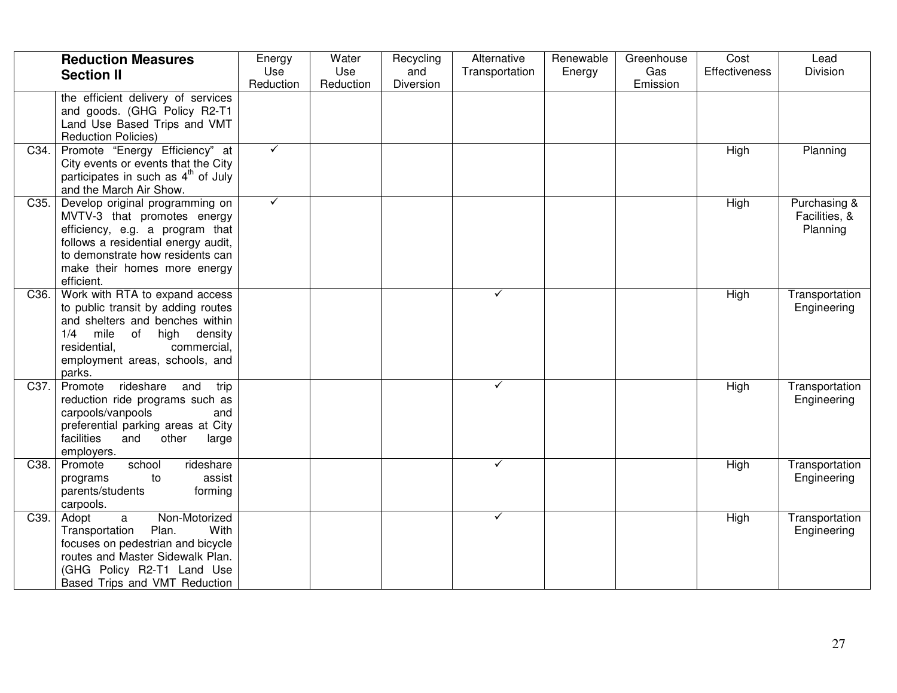| | Reduction Measures Section II | Energy Use Reduction | Water Use Reduction | Recycling and Diversion | Alternative Transportation | Renewable Energy | Greenhouse Gas Emission | Cost Effectiveness | Lead Division |
|---|---|---|---|---|---|---|---|---|---|
| | the efficient delivery of services and goods. (GHG Policy R2-T1 Land Use Based Trips and VMT Reduction Policies) | | | | | | | | |
| C34. | Promote "Energy Efficiency" at City events or events that the City participates in such as 4th of July and the March Air Show. | ✓ | | | | | | High | Planning |
| C35. | Develop original programming on MVTV-3 that promotes energy efficiency, e.g. a program that follows a residential energy audit, to demonstrate how residents can make their homes more energy efficient. | ✓ | | | | | | High | Purchasing & Facilities, & Planning |
| C36. | Work with RTA to expand access to public transit by adding routes and shelters and benches within 1/4 mile of high density residential, commercial, employment areas, schools, and parks. | | | | ✓ | | | High | Transportation Engineering |
| C37. | Promote rideshare and trip reduction ride programs such as carpools/vanpools and preferential parking areas at City facilities and other large employers. | | | | ✓ | | | High | Transportation Engineering |
| C38. | Promote school rideshare programs to assist parents/students forming carpools. | | | | ✓ | | | High | Transportation Engineering |
| C39. | Adopt a Non-Motorized Transportation Plan. With focuses on pedestrian and bicycle routes and Master Sidewalk Plan. (GHG Policy R2-T1 Land Use Based Trips and VMT Reduction | | | | ✓ | | | High | Transportation Engineering |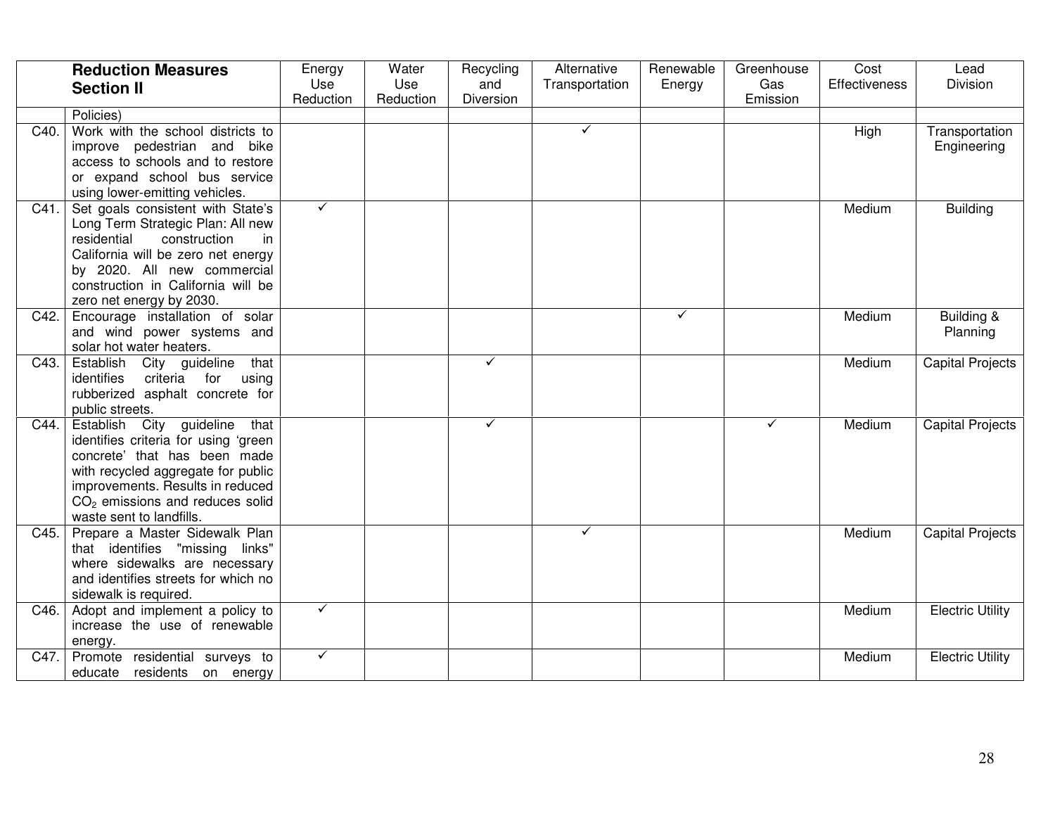| | Reduction Measures Section II | Energy Use Reduction | Water Use Reduction | Recycling and Diversion | Alternative Transportation | Renewable Energy | Greenhouse Gas Emission | Cost Effectiveness | Lead Division |
|---|---|---|---|---|---|---|---|---|---|
| | Policies) | | | | | | | | |
| C40. | Work with the school districts to improve pedestrian and bike access to schools and to restore or expand school bus service using lower-emitting vehicles. | | | | ✓ | | | High | Transportation Engineering |
| C41. | Set goals consistent with State's Long Term Strategic Plan: All new residential construction in California will be zero net energy by 2020. All new commercial construction in California will be zero net energy by 2030. | ✓ | | | | | | Medium | Building |
| C42. | Encourage installation of solar and wind power systems and solar hot water heaters. | | | | | ✓ | | Medium | Building & Planning |
| C43. | Establish City guideline that identifies criteria for using rubberized asphalt concrete for public streets. | | | ✓ | | | | Medium | Capital Projects |
| C44. | Establish City guideline that identifies criteria for using 'green concrete' that has been made with recycled aggregate for public improvements. Results in reduced $CO_2$ emissions and reduces solid waste sent to landfills. | | | ✓ | | | ✓ | Medium | Capital Projects |
| C45. | Prepare a Master Sidewalk Plan that identifies "missing links" where sidewalks are necessary and identifies streets for which no sidewalk is required. | | | | ✓ | | | Medium | Capital Projects |
| C46. | Adopt and implement a policy to increase the use of renewable energy. | ✓ | | | | | | Medium | Electric Utility |
| C47. | Promote residential surveys to educate residents on energy | ✓ | | | | | | Medium | Electric Utility |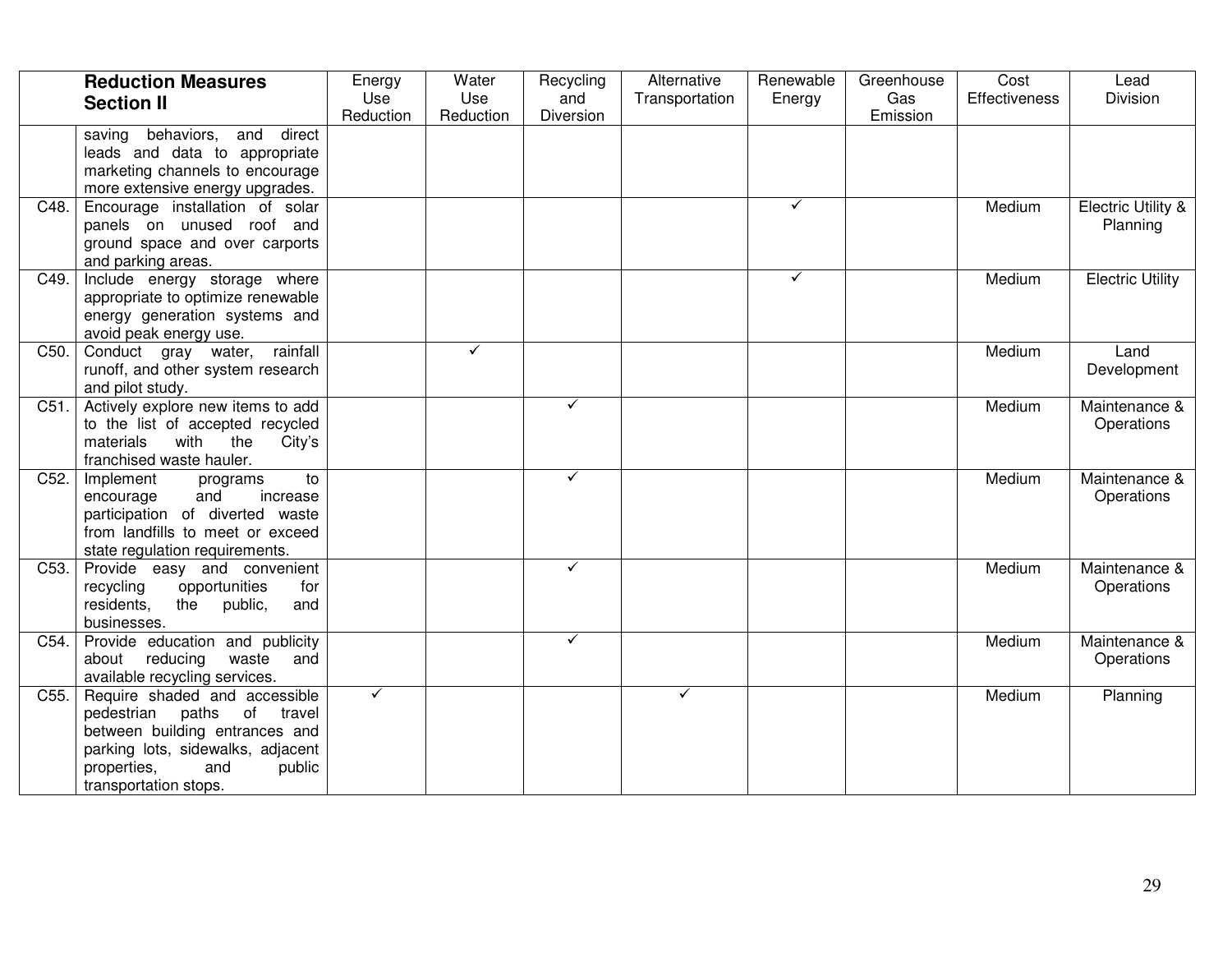| | Reduction Measures Section II | Energy Use Reduction | Water Use Reduction | Recycling and Diversion | Alternative Transportation | Renewable Energy | Greenhouse Gas Emission | Cost Effectiveness | Lead Division |
|---|---|---|---|---|---|---|---|---|---|
| | saving behaviors, and direct leads and data to appropriate marketing channels to encourage more extensive energy upgrades. | | | | | | | | |
| C48. | Encourage installation of solar panels on unused roof and ground space and over carports and parking areas. | | | | | ✓ | | Medium | Electric Utility & Planning |
| C49. | Include energy storage where appropriate to optimize renewable energy generation systems and avoid peak energy use. | | | | | ✓ | | Medium | Electric Utility |
| C50. | Conduct gray water, rainfall runoff, and other system research and pilot study. | | ✓ | | | | | Medium | Land Development |
| C51. | Actively explore new items to add to the list of accepted recycled materials with the City's franchised waste hauler. | | | ✓ | | | | Medium | Maintenance & Operations |
| C52. | Implement programs to encourage and increase participation of diverted waste from landfills to meet or exceed state regulation requirements. | | | ✓ | | | | Medium | Maintenance & Operations |
| C53. | Provide easy and convenient recycling opportunities for residents, the public, and businesses. | | | ✓ | | | | Medium | Maintenance & Operations |
| C54. | Provide education and publicity about reducing waste and available recycling services. | | | ✓ | | | | Medium | Maintenance & Operations |
| C55. | Require shaded and accessible pedestrian paths of travel between building entrances and parking lots, sidewalks, adjacent properties, and public transportation stops. | ✓ | | | ✓ | | | Medium | Planning |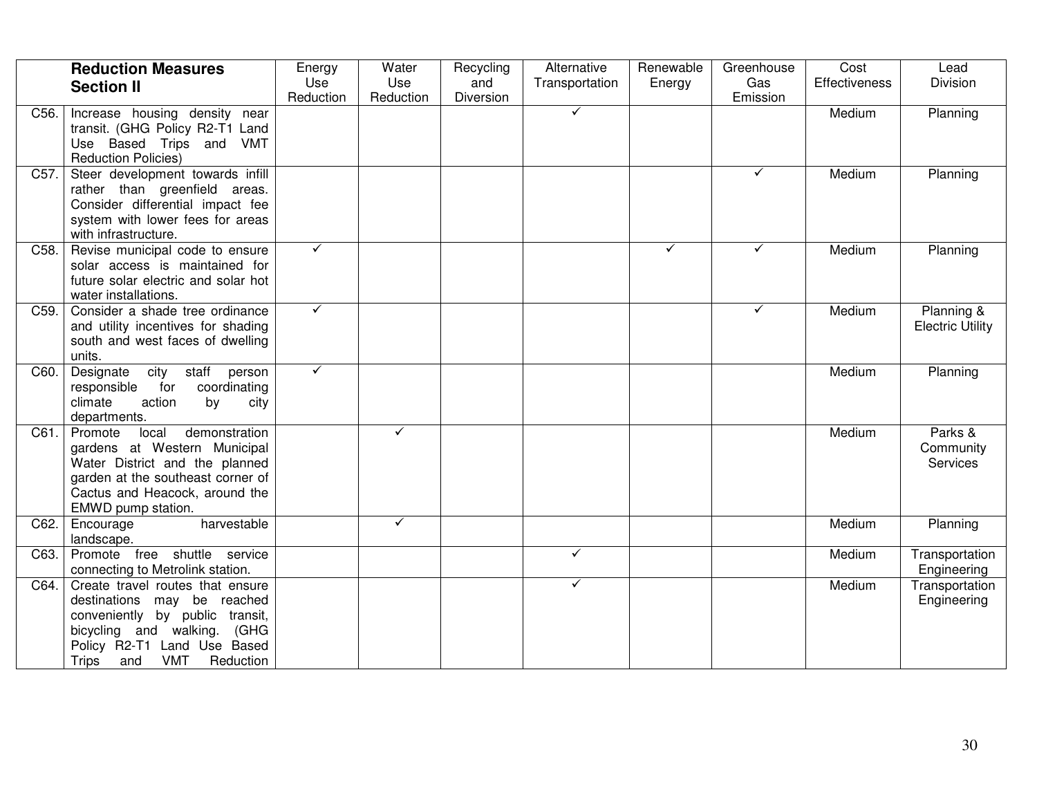| | Reduction Measures Section II | Energy Use Reduction | Water Use Reduction | Recycling and Diversion | Alternative Transportation | Renewable Energy | Greenhouse Gas Emission | Cost Effectiveness | Lead Division |
|---|---|---|---|---|---|---|---|---|---|
| C56. | Increase housing density near transit. (GHG Policy R2-T1 Land Use Based Trips and VMT Reduction Policies) | | | | ✓ | | | Medium | Planning |
| C57. | Steer development towards infill rather than greenfield areas. Consider differential impact fee system with lower fees for areas with infrastructure. | | | | | | ✓ | Medium | Planning |
| C58. | Revise municipal code to ensure solar access is maintained for future solar electric and solar hot water installations. | ✓ | | | | ✓ | ✓ | Medium | Planning |
| C59. | Consider a shade tree ordinance and utility incentives for shading south and west faces of dwelling units. | ✓ | | | | | ✓ | Medium | Planning & Electric Utility |
| C60. | Designate city staff person responsible for coordinating climate action by city departments. | ✓ | | | | | | Medium | Planning |
| C61. | Promote local demonstration gardens at Western Municipal Water District and the planned garden at the southeast corner of Cactus and Heacock, around the EMWD pump station. | | ✓ | | | | | Medium | Parks & Community Services |
| C62. | Encourage harvestable landscape. | | ✓ | | | | | Medium | Planning |
| C63. | Promote free shuttle service connecting to Metrolink station. | | | | ✓ | | | Medium | Transportation Engineering |
| C64. | Create travel routes that ensure destinations may be reached conveniently by public transit, bicycling and walking. (GHG Policy R2-T1 Land Use Based Trips and VMT Reduction | | | | ✓ | | | Medium | Transportation Engineering |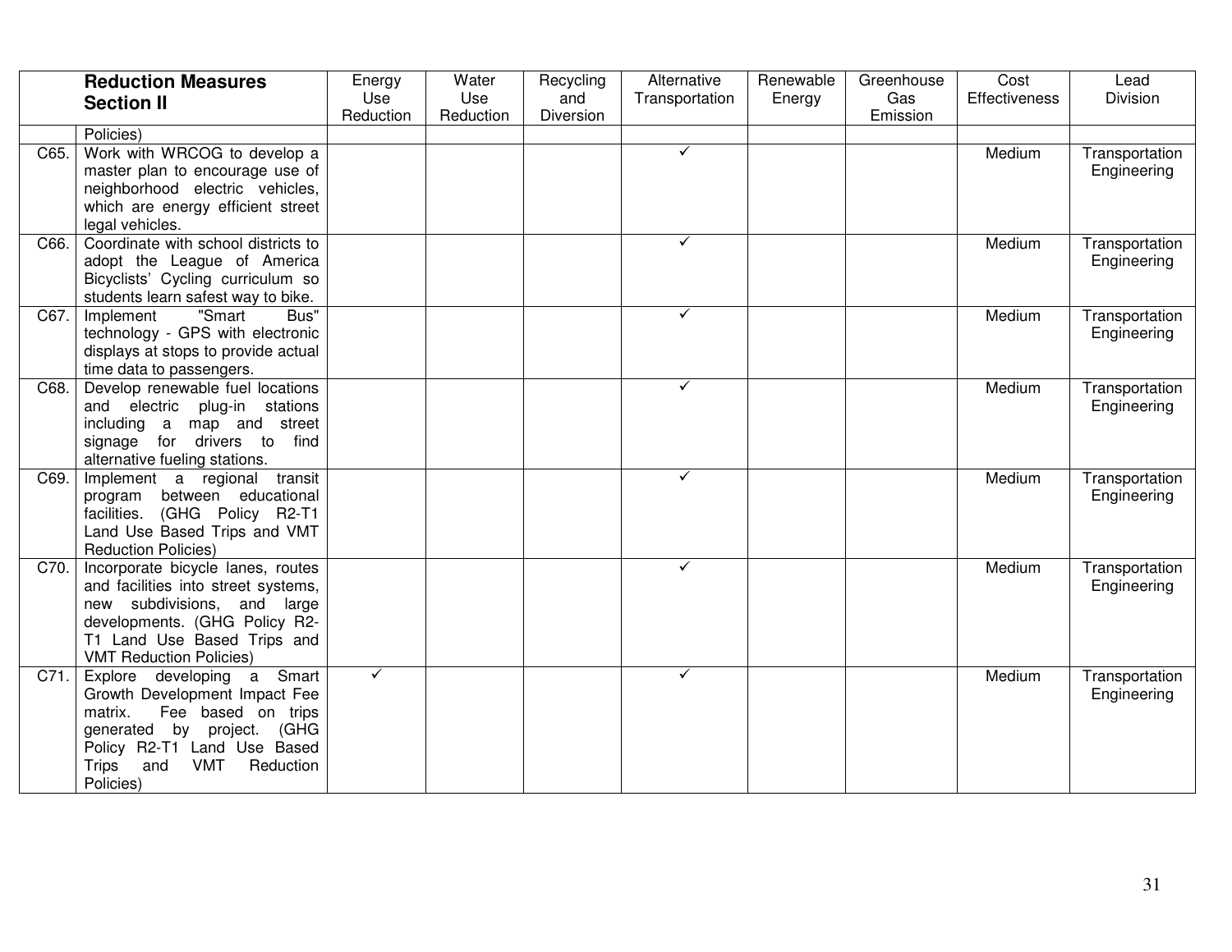| | Reduction Measures Section II | Energy Use Reduction | Water Use Reduction | Recycling and Diversion | Alternative Transportation | Renewable Energy | Greenhouse Gas Emission | Cost Effectiveness | Lead Division |
|---|---|---|---|---|---|---|---|---|---|
| | Policies) | | | | | | | | |
| C65. | Work with WRCOG to develop a master plan to encourage use of neighborhood electric vehicles, which are energy efficient street legal vehicles. | | | | ✓ | | | Medium | Transportation Engineering |
| C66. | Coordinate with school districts to adopt the League of America Bicyclists' Cycling curriculum so students learn safest way to bike. | | | | ✓ | | | Medium | Transportation Engineering |
| C67. | Implement "Smart Bus" technology - GPS with electronic displays at stops to provide actual time data to passengers. | | | | ✓ | | | Medium | Transportation Engineering |
| C68. | Develop renewable fuel locations and electric plug-in stations including a map and street signage for drivers to find alternative fueling stations. | | | | ✓ | | | Medium | Transportation Engineering |
| C69. | Implement a regional transit program between educational facilities. (GHG Policy R2-T1 Land Use Based Trips and VMT Reduction Policies) | | | | ✓ | | | Medium | Transportation Engineering |
| C70. | Incorporate bicycle lanes, routes and facilities into street systems, new subdivisions, and large developments. (GHG Policy R2-T1 Land Use Based Trips and VMT Reduction Policies) | | | | ✓ | | | Medium | Transportation Engineering |
| C71. | Explore developing a Smart Growth Development Impact Fee matrix. Fee based on trips generated by project. (GHG Policy R2-T1 Land Use Based Trips and VMT Reduction Policies) | ✓ | | | ✓ | | | Medium | Transportation Engineering |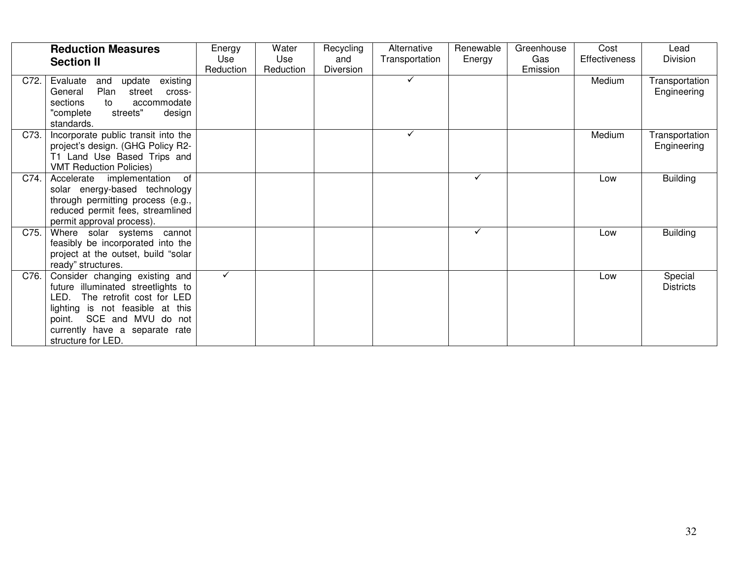| | Reduction Measures Section II | Energy Use Reduction | Water Use Reduction | Recycling and Diversion | Alternative Transportation | Renewable Energy | Greenhouse Gas Emission | Cost Effectiveness | Lead Division |
|---|---|---|---|---|---|---|---|---|---|
| C72. | Evaluate and update existing General Plan street cross-sections to accommodate "complete streets" design standards. | | | | ✓ | | | Medium | Transportation Engineering |
| C73. | Incorporate public transit into the project's design. (GHG Policy R2-T1 Land Use Based Trips and VMT Reduction Policies) | | | | ✓ | | | Medium | Transportation Engineering |
| C74. | Accelerate implementation of solar energy-based technology through permitting process (e.g., reduced permit fees, streamlined permit approval process). | | | | | ✓ | | Low | Building |
| C75. | Where solar systems cannot feasibly be incorporated into the project at the outset, build "solar ready" structures. | | | | | ✓ | | Low | Building |
| C76. | Consider changing existing and future illuminated streetlights to LED. The retrofit cost for LED lighting is not feasible at this point. SCE and MVU do not currently have a separate rate structure for LED. | ✓ | | | | | | Low | Special Districts |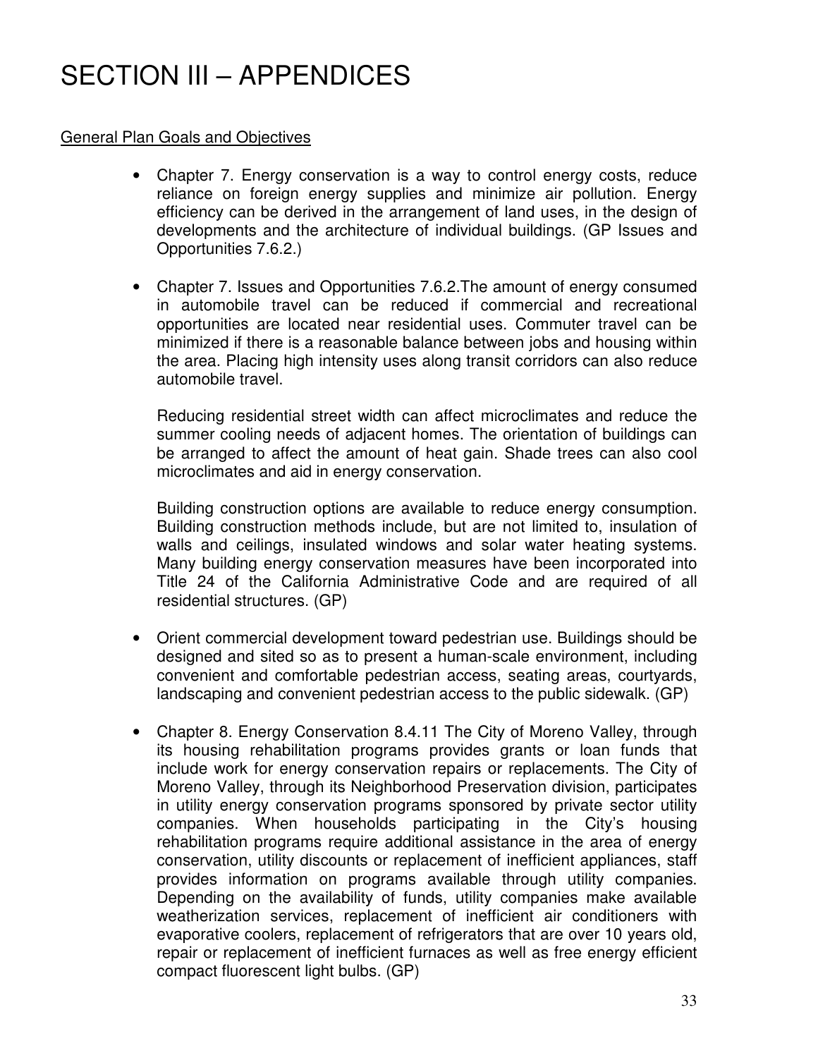# SECTION III – APPENDICES

General Plan Goals and Objectives

- Chapter 7. Energy conservation is a way to control energy costs, reduce reliance on foreign energy supplies and minimize air pollution. Energy efficiency can be derived in the arrangement of land uses, in the design of developments and the architecture of individual buildings. (GP Issues and Opportunities 7.6.2.)

- Chapter 7. Issues and Opportunities 7.6.2.The amount of energy consumed in automobile travel can be reduced if commercial and recreational opportunities are located near residential uses. Commuter travel can be minimized if there is a reasonable balance between jobs and housing within the area. Placing high intensity uses along transit corridors can also reduce automobile travel.

  Reducing residential street width can affect microclimates and reduce the summer cooling needs of adjacent homes. The orientation of buildings can be arranged to affect the amount of heat gain. Shade trees can also cool microclimates and aid in energy conservation.

  Building construction options are available to reduce energy consumption. Building construction methods include, but are not limited to, insulation of walls and ceilings, insulated windows and solar water heating systems. Many building energy conservation measures have been incorporated into Title 24 of the California Administrative Code and are required of all residential structures. (GP)

- Orient commercial development toward pedestrian use. Buildings should be designed and sited so as to present a human-scale environment, including convenient and comfortable pedestrian access, seating areas, courtyards, landscaping and convenient pedestrian access to the public sidewalk. (GP)

- Chapter 8. Energy Conservation 8.4.11 The City of Moreno Valley, through its housing rehabilitation programs provides grants or loan funds that include work for energy conservation repairs or replacements. The City of Moreno Valley, through its Neighborhood Preservation division, participates in utility energy conservation programs sponsored by private sector utility companies. When households participating in the City's housing rehabilitation programs require additional assistance in the area of energy conservation, utility discounts or replacement of inefficient appliances, staff provides information on programs available through utility companies. Depending on the availability of funds, utility companies make available weatherization services, replacement of inefficient air conditioners with evaporative coolers, replacement of refrigerators that are over 10 years old, repair or replacement of inefficient furnaces as well as free energy efficient compact fluorescent light bulbs. (GP)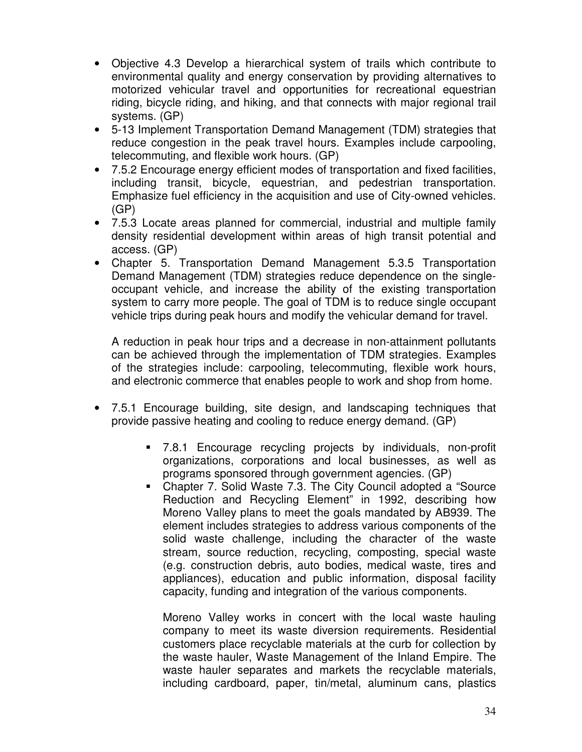- Objective 4.3 Develop a hierarchical system of trails which contribute to environmental quality and energy conservation by providing alternatives to motorized vehicular travel and opportunities for recreational equestrian riding, bicycle riding, and hiking, and that connects with major regional trail systems. (GP)
- 5-13 Implement Transportation Demand Management (TDM) strategies that reduce congestion in the peak travel hours. Examples include carpooling, telecommuting, and flexible work hours. (GP)
- 7.5.2 Encourage energy efficient modes of transportation and fixed facilities, including transit, bicycle, equestrian, and pedestrian transportation. Emphasize fuel efficiency in the acquisition and use of City-owned vehicles. (GP)
- 7.5.3 Locate areas planned for commercial, industrial and multiple family density residential development within areas of high transit potential and access. (GP)
- Chapter 5. Transportation Demand Management 5.3.5 Transportation Demand Management (TDM) strategies reduce dependence on the single-occupant vehicle, and increase the ability of the existing transportation system to carry more people. The goal of TDM is to reduce single occupant vehicle trips during peak hours and modify the vehicular demand for travel.

  A reduction in peak hour trips and a decrease in non-attainment pollutants can be achieved through the implementation of TDM strategies. Examples of the strategies include: carpooling, telecommuting, flexible work hours, and electronic commerce that enables people to work and shop from home.

- 7.5.1 Encourage building, site design, and landscaping techniques that provide passive heating and cooling to reduce energy demand. (GP)

  - 7.8.1 Encourage recycling projects by individuals, non-profit organizations, corporations and local businesses, as well as programs sponsored through government agencies. (GP)
  - Chapter 7. Solid Waste 7.3. The City Council adopted a "Source Reduction and Recycling Element" in 1992, describing how Moreno Valley plans to meet the goals mandated by AB939. The element includes strategies to address various components of the solid waste challenge, including the character of the waste stream, source reduction, recycling, composting, special waste (e.g. construction debris, auto bodies, medical waste, tires and appliances), education and public information, disposal facility capacity, funding and integration of the various components.

    Moreno Valley works in concert with the local waste hauling company to meet its waste diversion requirements. Residential customers place recyclable materials at the curb for collection by the waste hauler, Waste Management of the Inland Empire. The waste hauler separates and markets the recyclable materials, including cardboard, paper, tin/metal, aluminum cans, plastics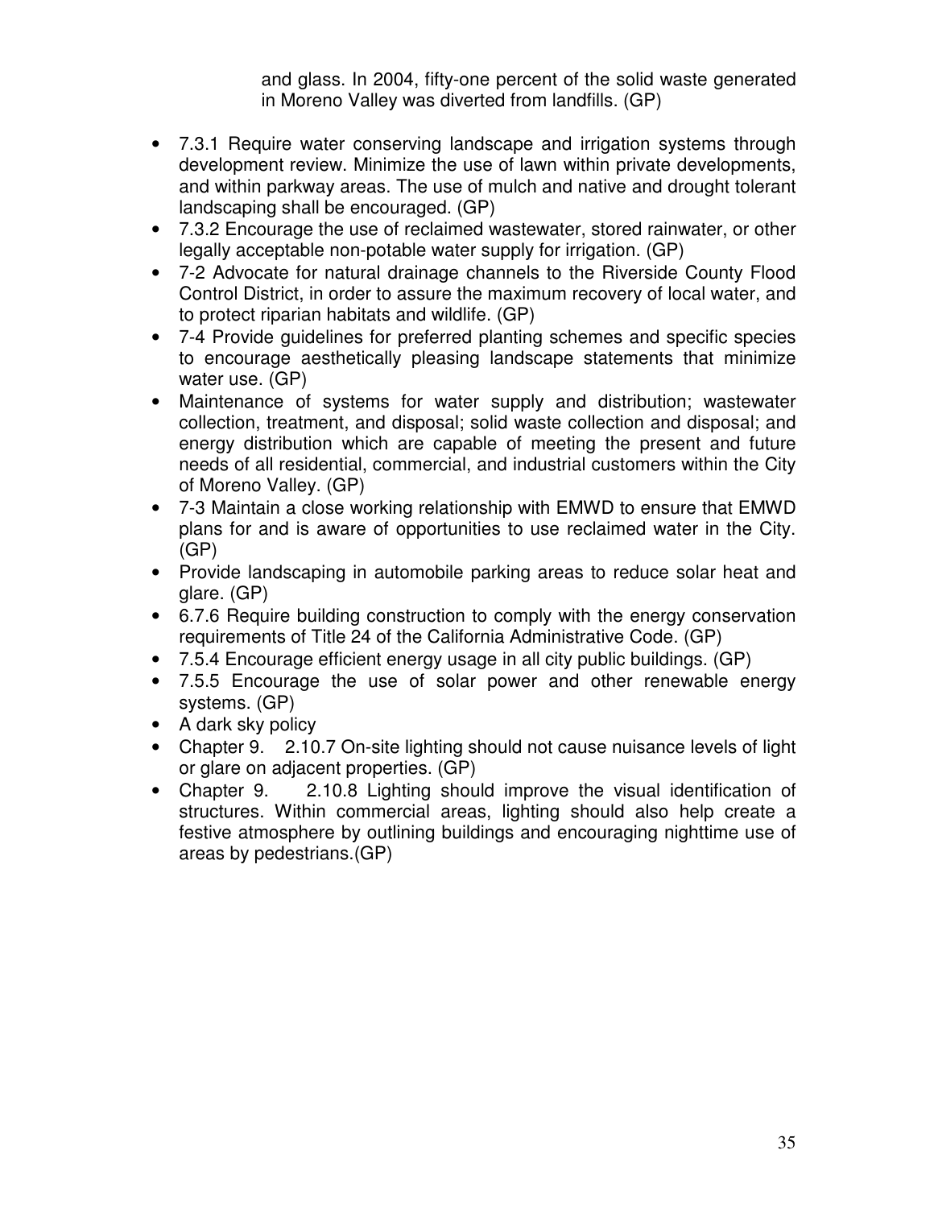and glass. In 2004, fifty-one percent of the solid waste generated in Moreno Valley was diverted from landfills. (GP)

- 7.3.1 Require water conserving landscape and irrigation systems through development review. Minimize the use of lawn within private developments, and within parkway areas. The use of mulch and native and drought tolerant landscaping shall be encouraged. (GP)
- 7.3.2 Encourage the use of reclaimed wastewater, stored rainwater, or other legally acceptable non-potable water supply for irrigation. (GP)
- 7-2 Advocate for natural drainage channels to the Riverside County Flood Control District, in order to assure the maximum recovery of local water, and to protect riparian habitats and wildlife. (GP)
- 7-4 Provide guidelines for preferred planting schemes and specific species to encourage aesthetically pleasing landscape statements that minimize water use. (GP)
- Maintenance of systems for water supply and distribution; wastewater collection, treatment, and disposal; solid waste collection and disposal; and energy distribution which are capable of meeting the present and future needs of all residential, commercial, and industrial customers within the City of Moreno Valley. (GP)
- 7-3 Maintain a close working relationship with EMWD to ensure that EMWD plans for and is aware of opportunities to use reclaimed water in the City. (GP)
- Provide landscaping in automobile parking areas to reduce solar heat and glare. (GP)
- 6.7.6 Require building construction to comply with the energy conservation requirements of Title 24 of the California Administrative Code. (GP)
- 7.5.4 Encourage efficient energy usage in all city public buildings. (GP)
- 7.5.5 Encourage the use of solar power and other renewable energy systems. (GP)
- A dark sky policy
- Chapter 9. 2.10.7 On-site lighting should not cause nuisance levels of light or glare on adjacent properties. (GP)
- Chapter 9. 2.10.8 Lighting should improve the visual identification of structures. Within commercial areas, lighting should also help create a festive atmosphere by outlining buildings and encouraging nighttime use of areas by pedestrians.(GP)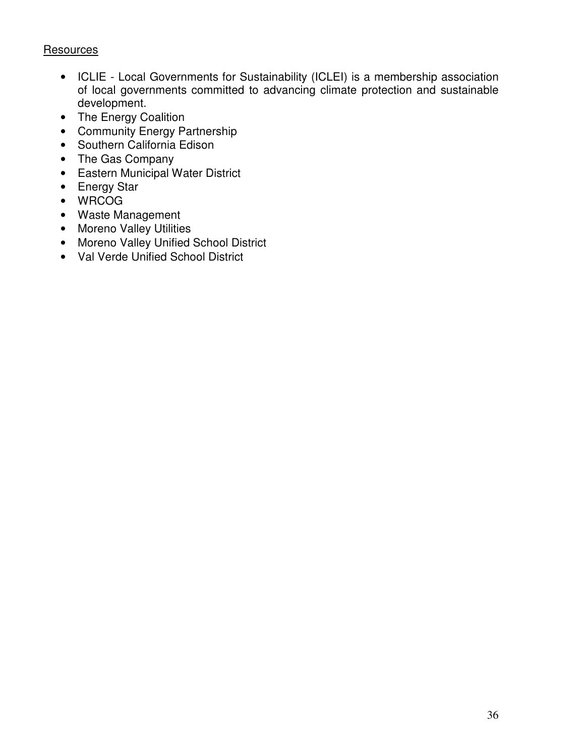<u>Resources</u>

- ICLIE - Local Governments for Sustainability (ICLEI) is a membership association of local governments committed to advancing climate protection and sustainable development.
- The Energy Coalition
- Community Energy Partnership
- Southern California Edison
- The Gas Company
- Eastern Municipal Water District
- Energy Star
- WRCOG
- Waste Management
- Moreno Valley Utilities
- Moreno Valley Unified School District
- Val Verde Unified School District